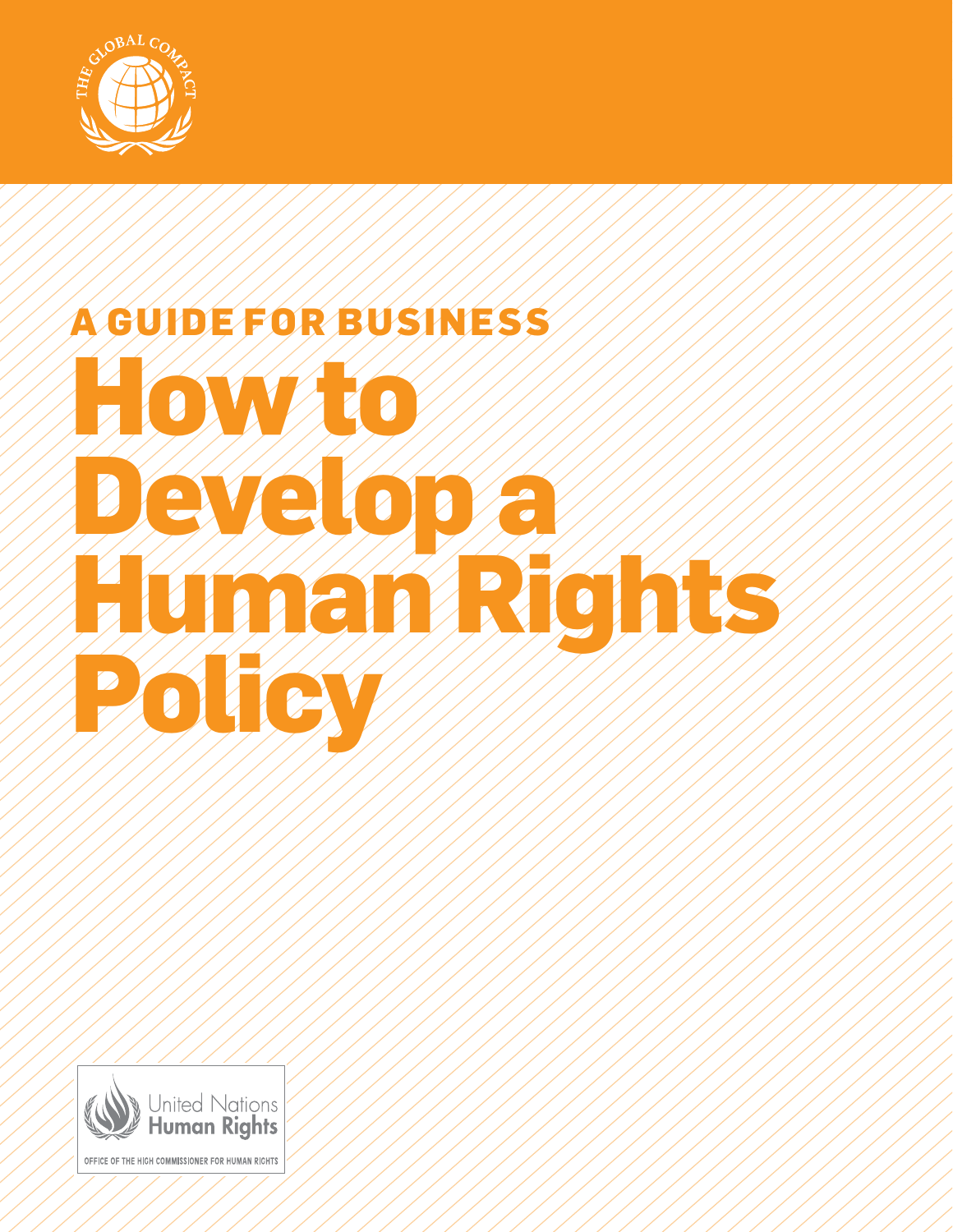THE GLOBAL COMPACT

## A GUIDE FOR BUSINESS

# How to Develop a Human Rights Policy

United Nations Human Rights

OFFICE OF THE HIGH COMMISSIONER FOR HUMAN RIGHTS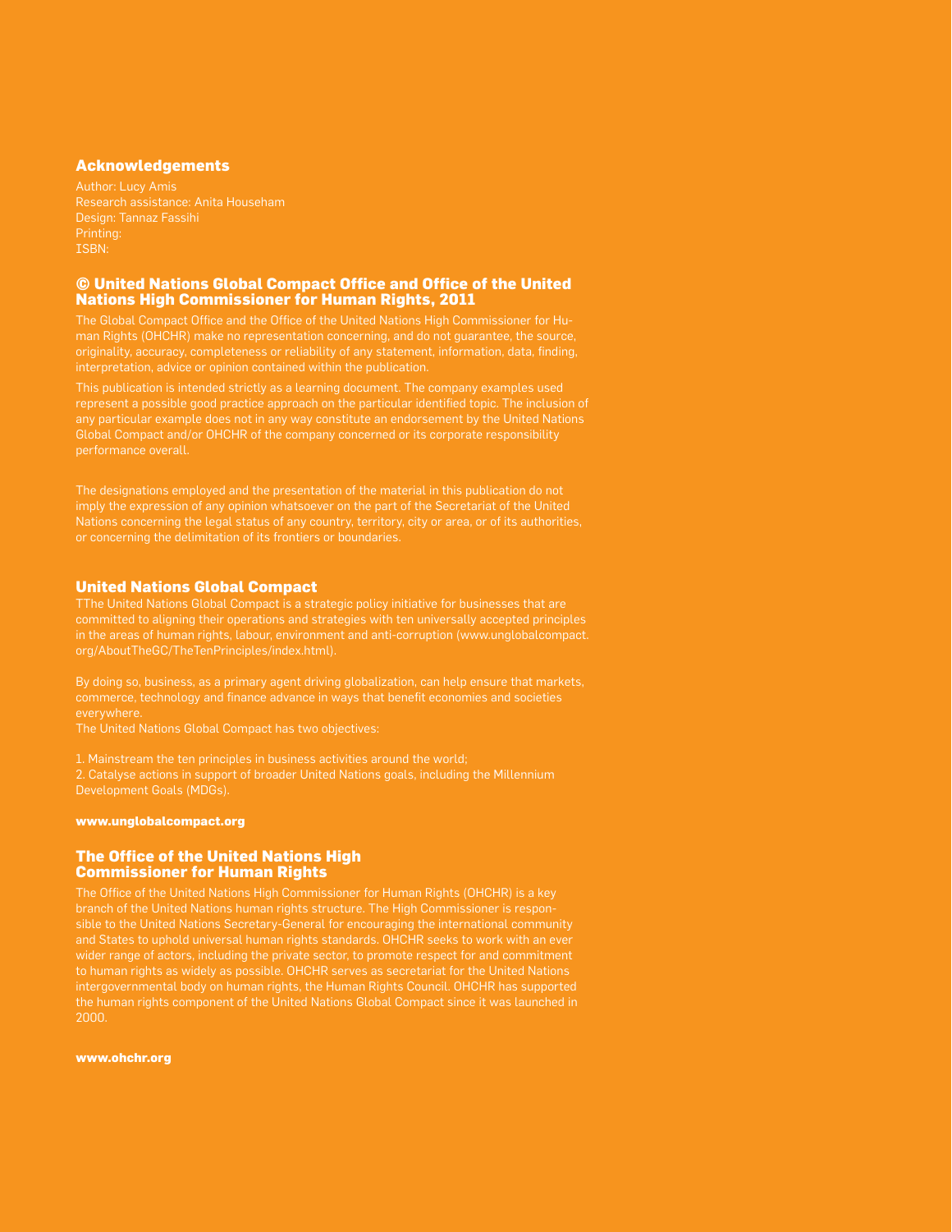## Acknowledgements

Author: Lucy Amis
Research assistance: Anita Househam
Design: Tannaz Fassihi
Printing:
ISBN:

## © United Nations Global Compact Office and Office of the United Nations High Commissioner for Human Rights, 2011

The Global Compact Office and the Office of the United Nations High Commissioner for Human Rights (OHCHR) make no representation concerning, and do not guarantee, the source, originality, accuracy, completeness or reliability of any statement, information, data, finding, interpretation, advice or opinion contained within the publication.

This publication is intended strictly as a learning document. The company examples used represent a possible good practice approach on the particular identified topic. The inclusion of any particular example does not in any way constitute an endorsement by the United Nations Global Compact and/or OHCHR of the company concerned or its corporate responsibility performance overall.

The designations employed and the presentation of the material in this publication do not imply the expression of any opinion whatsoever on the part of the Secretariat of the United Nations concerning the legal status of any country, territory, city or area, or of its authorities, or concerning the delimitation of its frontiers or boundaries.

## United Nations Global Compact

TThe United Nations Global Compact is a strategic policy initiative for businesses that are committed to aligning their operations and strategies with ten universally accepted principles in the areas of human rights, labour, environment and anti-corruption (www.unglobalcompact.org/AboutTheGC/TheTenPrinciples/index.html).

By doing so, business, as a primary agent driving globalization, can help ensure that markets, commerce, technology and finance advance in ways that benefit economies and societies everywhere.
The United Nations Global Compact has two objectives:

1. Mainstream the ten principles in business activities around the world;
2. Catalyse actions in support of broader United Nations goals, including the Millennium Development Goals (MDGs).

**www.unglobalcompact.org**

## The Office of the United Nations High Commissioner for Human Rights

The Office of the United Nations High Commissioner for Human Rights (OHCHR) is a key branch of the United Nations human rights structure. The High Commissioner is responsible to the United Nations Secretary-General for encouraging the international community and States to uphold universal human rights standards. OHCHR seeks to work with an ever wider range of actors, including the private sector, to promote respect for and commitment to human rights as widely as possible. OHCHR serves as secretariat for the United Nations intergovernmental body on human rights, the Human Rights Council. OHCHR has supported the human rights component of the United Nations Global Compact since it was launched in 2000.

**www.ohchr.org**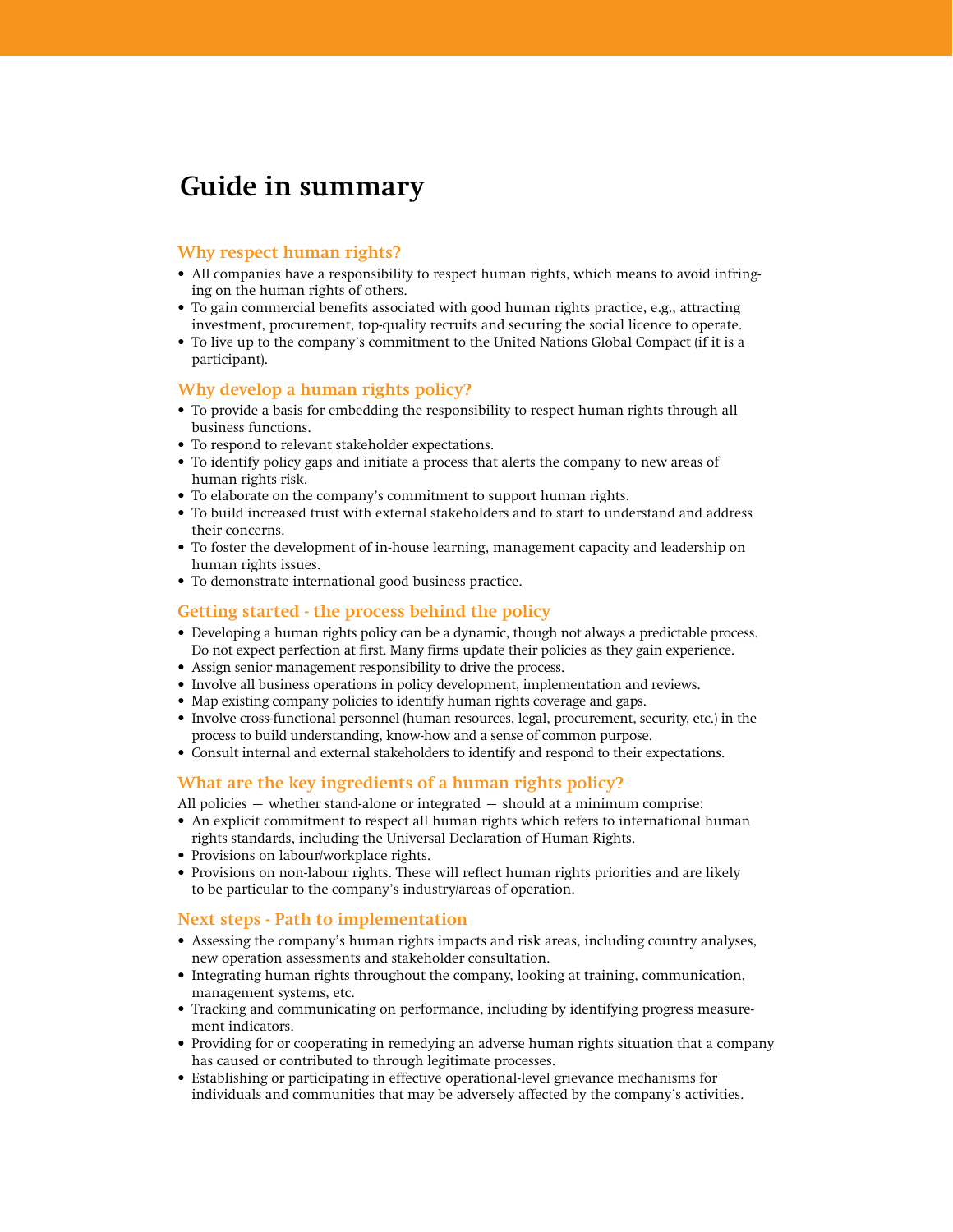# Guide in summary

## Why respect human rights?

- All companies have a responsibility to respect human rights, which means to avoid infringing on the human rights of others.
- To gain commercial benefits associated with good human rights practice, e.g., attracting investment, procurement, top-quality recruits and securing the social licence to operate.
- To live up to the company's commitment to the United Nations Global Compact (if it is a participant).

## Why develop a human rights policy?

- To provide a basis for embedding the responsibility to respect human rights through all business functions.
- To respond to relevant stakeholder expectations.
- To identify policy gaps and initiate a process that alerts the company to new areas of human rights risk.
- To elaborate on the company's commitment to support human rights.
- To build increased trust with external stakeholders and to start to understand and address their concerns.
- To foster the development of in-house learning, management capacity and leadership on human rights issues.
- To demonstrate international good business practice.

## Getting started - the process behind the policy

- Developing a human rights policy can be a dynamic, though not always a predictable process. Do not expect perfection at first. Many firms update their policies as they gain experience.
- Assign senior management responsibility to drive the process.
- Involve all business operations in policy development, implementation and reviews.
- Map existing company policies to identify human rights coverage and gaps.
- Involve cross-functional personnel (human resources, legal, procurement, security, etc.) in the process to build understanding, know-how and a sense of common purpose.
- Consult internal and external stakeholders to identify and respond to their expectations.

## What are the key ingredients of a human rights policy?

All policies — whether stand-alone or integrated — should at a minimum comprise:

- An explicit commitment to respect all human rights which refers to international human rights standards, including the Universal Declaration of Human Rights.
- Provisions on labour/workplace rights.
- Provisions on non-labour rights. These will reflect human rights priorities and are likely to be particular to the company's industry/areas of operation.

## Next steps - Path to implementation

- Assessing the company's human rights impacts and risk areas, including country analyses, new operation assessments and stakeholder consultation.
- Integrating human rights throughout the company, looking at training, communication, management systems, etc.
- Tracking and communicating on performance, including by identifying progress measurement indicators.
- Providing for or cooperating in remedying an adverse human rights situation that a company has caused or contributed to through legitimate processes.
- Establishing or participating in effective operational-level grievance mechanisms for individuals and communities that may be adversely affected by the company's activities.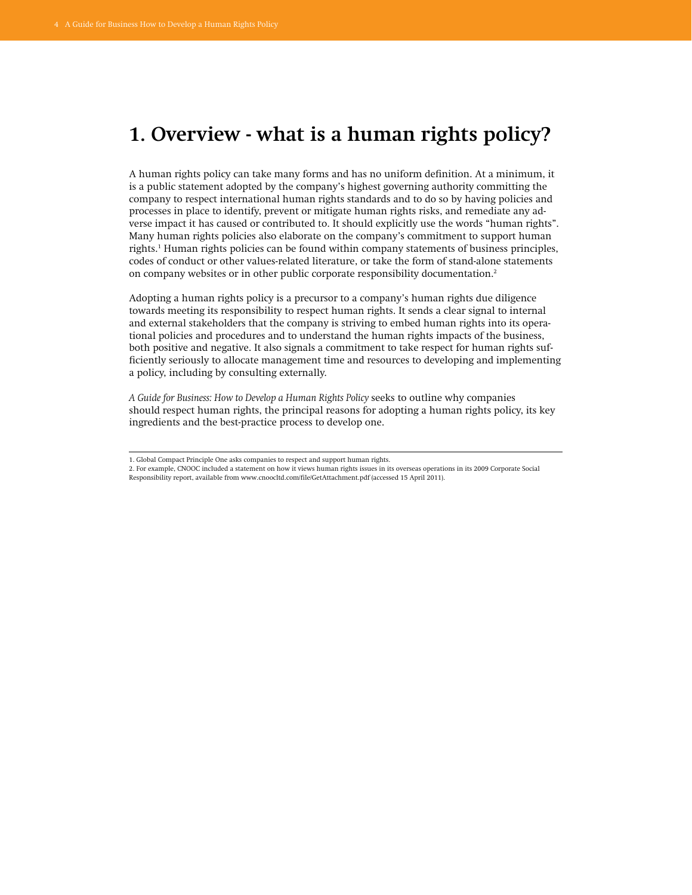# 1. Overview - what is a human rights policy?

A human rights policy can take many forms and has no uniform definition. At a minimum, it is a public statement adopted by the company's highest governing authority committing the company to respect international human rights standards and to do so by having policies and processes in place to identify, prevent or mitigate human rights risks, and remediate any adverse impact it has caused or contributed to. It should explicitly use the words "human rights". Many human rights policies also elaborate on the company's commitment to support human rights.[1] Human rights policies can be found within company statements of business principles, codes of conduct or other values-related literature, or take the form of stand-alone statements on company websites or in other public corporate responsibility documentation.[2]

Adopting a human rights policy is a precursor to a company's human rights due diligence towards meeting its responsibility to respect human rights. It sends a clear signal to internal and external stakeholders that the company is striving to embed human rights into its operational policies and procedures and to understand the human rights impacts of the business, both positive and negative. It also signals a commitment to take respect for human rights sufficiently seriously to allocate management time and resources to developing and implementing a policy, including by consulting externally.

*A Guide for Business: How to Develop a Human Rights Policy* seeks to outline why companies should respect human rights, the principal reasons for adopting a human rights policy, its key ingredients and the best-practice process to develop one.

---

1. Global Compact Principle One asks companies to respect and support human rights.
2. For example, CNOOC included a statement on how it views human rights issues in its overseas operations in its 2009 Corporate Social Responsibility report, available from www.cnoocltd.com/file/GetAttachment.pdf (accessed 15 April 2011).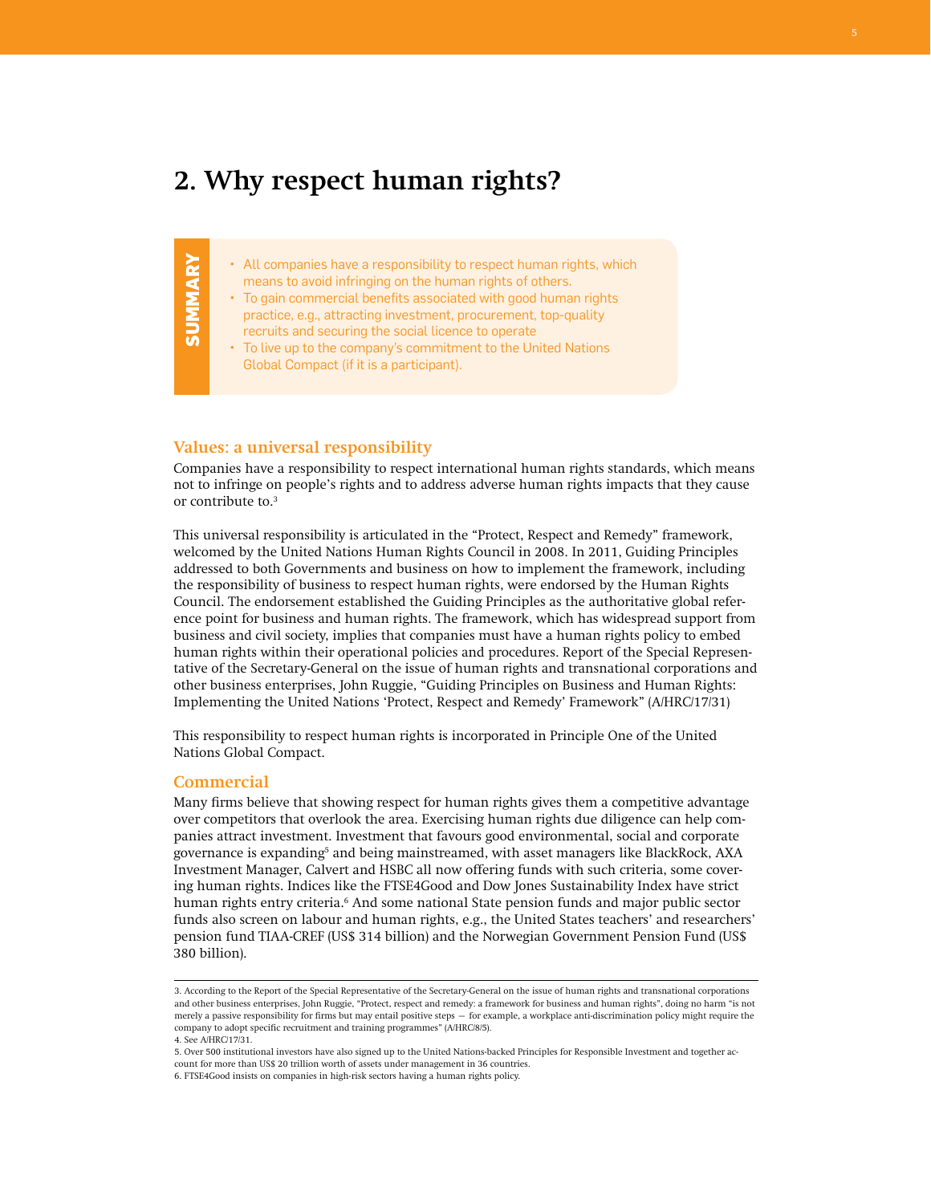# 2. Why respect human rights?

**SUMMARY**

- All companies have a responsibility to respect human rights, which means to avoid infringing on the human rights of others.
- To gain commercial benefits associated with good human rights practice, e.g., attracting investment, procurement, top-quality recruits and securing the social licence to operate
- To live up to the company's commitment to the United Nations Global Compact (if it is a participant).

## Values: a universal responsibility

Companies have a responsibility to respect international human rights standards, which means not to infringe on people's rights and to address adverse human rights impacts that they cause or contribute to.[3]

This universal responsibility is articulated in the "Protect, Respect and Remedy" framework, welcomed by the United Nations Human Rights Council in 2008. In 2011, Guiding Principles addressed to both Governments and business on how to implement the framework, including the responsibility of business to respect human rights, were endorsed by the Human Rights Council. The endorsement established the Guiding Principles as the authoritative global reference point for business and human rights. The framework, which has widespread support from business and civil society, implies that companies must have a human rights policy to embed human rights within their operational policies and procedures. Report of the Special Representative of the Secretary-General on the issue of human rights and transnational corporations and other business enterprises, John Ruggie, "Guiding Principles on Business and Human Rights: Implementing the United Nations 'Protect, Respect and Remedy' Framework" (A/HRC/17/31)

This responsibility to respect human rights is incorporated in Principle One of the United Nations Global Compact.

## Commercial

Many firms believe that showing respect for human rights gives them a competitive advantage over competitors that overlook the area. Exercising human rights due diligence can help companies attract investment. Investment that favours good environmental, social and corporate governance is expanding[5] and being mainstreamed, with asset managers like BlackRock, AXA Investment Manager, Calvert and HSBC all now offering funds with such criteria, some covering human rights. Indices like the FTSE4Good and Dow Jones Sustainability Index have strict human rights entry criteria.[6] And some national State pension funds and major public sector funds also screen on labour and human rights, e.g., the United States teachers' and researchers' pension fund TIAA-CREF (US$ 314 billion) and the Norwegian Government Pension Fund (US$ 380 billion).

---

3. According to the Report of the Special Representative of the Secretary-General on the issue of human rights and transnational corporations and other business enterprises, John Ruggie, "Protect, respect and remedy: a framework for business and human rights", doing no harm "is not merely a passive responsibility for firms but may entail positive steps — for example, a workplace anti-discrimination policy might require the company to adopt specific recruitment and training programmes" (A/HRC/8/5).

4. See A/HRC/17/31.

5. Over 500 institutional investors have also signed up to the United Nations-backed Principles for Responsible Investment and together account for more than US$ 20 trillion worth of assets under management in 36 countries.

6. FTSE4Good insists on companies in high-risk sectors having a human rights policy.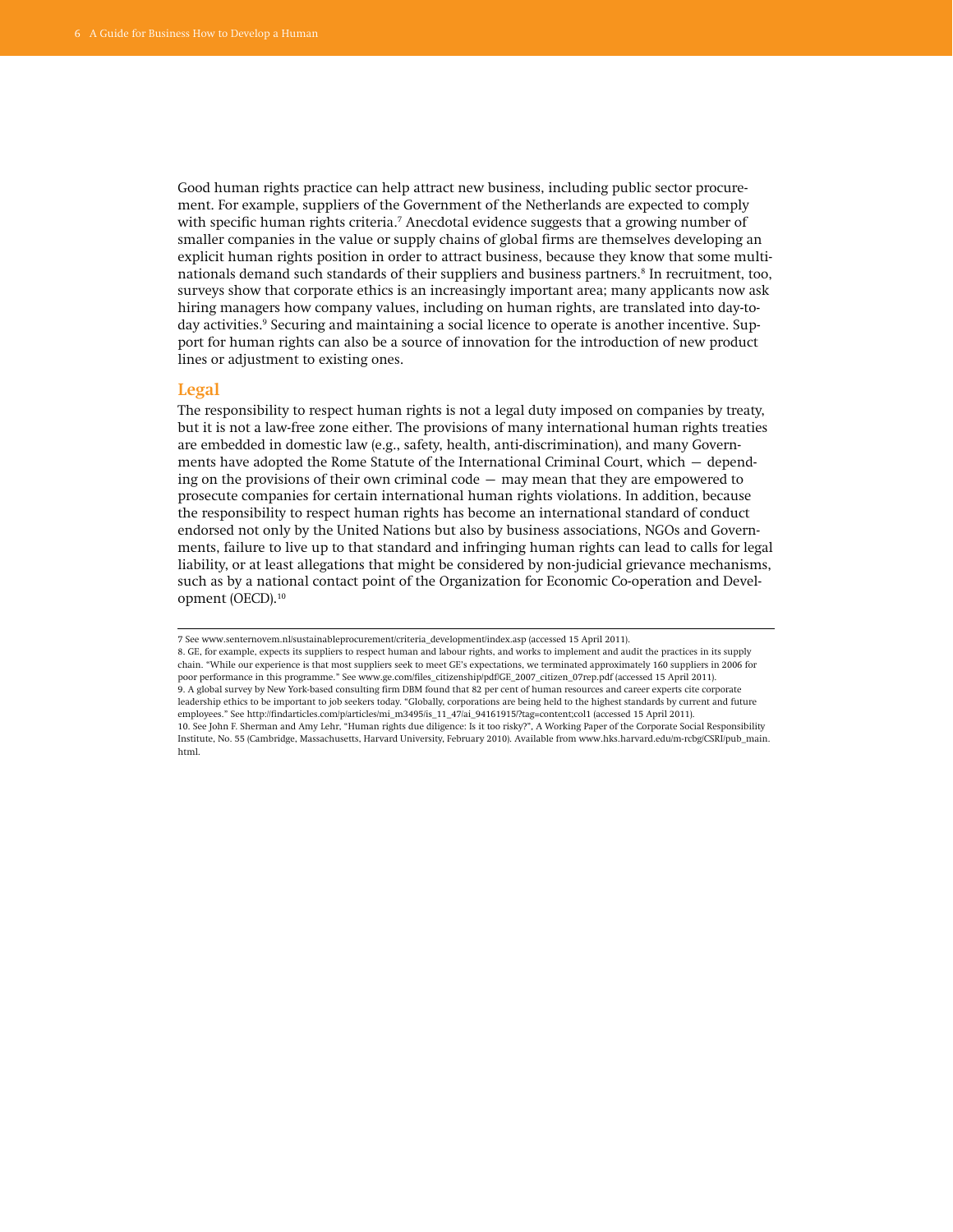Good human rights practice can help attract new business, including public sector procurement. For example, suppliers of the Government of the Netherlands are expected to comply with specific human rights criteria.[7] Anecdotal evidence suggests that a growing number of smaller companies in the value or supply chains of global firms are themselves developing an explicit human rights position in order to attract business, because they know that some multinationals demand such standards of their suppliers and business partners.[8] In recruitment, too, surveys show that corporate ethics is an increasingly important area; many applicants now ask hiring managers how company values, including on human rights, are translated into day-to-day activities.[9] Securing and maintaining a social licence to operate is another incentive. Support for human rights can also be a source of innovation for the introduction of new product lines or adjustment to existing ones.

## Legal

The responsibility to respect human rights is not a legal duty imposed on companies by treaty, but it is not a law-free zone either. The provisions of many international human rights treaties are embedded in domestic law (e.g., safety, health, anti-discrimination), and many Governments have adopted the Rome Statute of the International Criminal Court, which — depending on the provisions of their own criminal code — may mean that they are empowered to prosecute companies for certain international human rights violations. In addition, because the responsibility to respect human rights has become an international standard of conduct endorsed not only by the United Nations but also by business associations, NGOs and Governments, failure to live up to that standard and infringing human rights can lead to calls for legal liability, or at least allegations that might be considered by non-judicial grievance mechanisms, such as by a national contact point of the Organization for Economic Co-operation and Development (OECD).[10]

---

7 See www.senternovem.nl/sustainableprocurement/criteria_development/index.asp (accessed 15 April 2011).

8. GE, for example, expects its suppliers to respect human and labour rights, and works to implement and audit the practices in its supply chain. "While our experience is that most suppliers seek to meet GE's expectations, we terminated approximately 160 suppliers in 2006 for poor performance in this programme." See www.ge.com/files_citizenship/pdf/GE_2007_citizen_07rep.pdf (accessed 15 April 2011).

9. A global survey by New York-based consulting firm DBM found that 82 per cent of human resources and career experts cite corporate leadership ethics to be important to job seekers today. "Globally, corporations are being held to the highest standards by current and future employees." See http://findarticles.com/p/articles/mi_m3495/is_11_47/ai_94161915/?tag=content;col1 (accessed 15 April 2011).

10. See John F. Sherman and Amy Lehr, "Human rights due diligence: Is it too risky?", A Working Paper of the Corporate Social Responsibility Institute, No. 55 (Cambridge, Massachusetts, Harvard University, February 2010). Available from www.hks.harvard.edu/m-rcbg/CSRI/pub_main.html.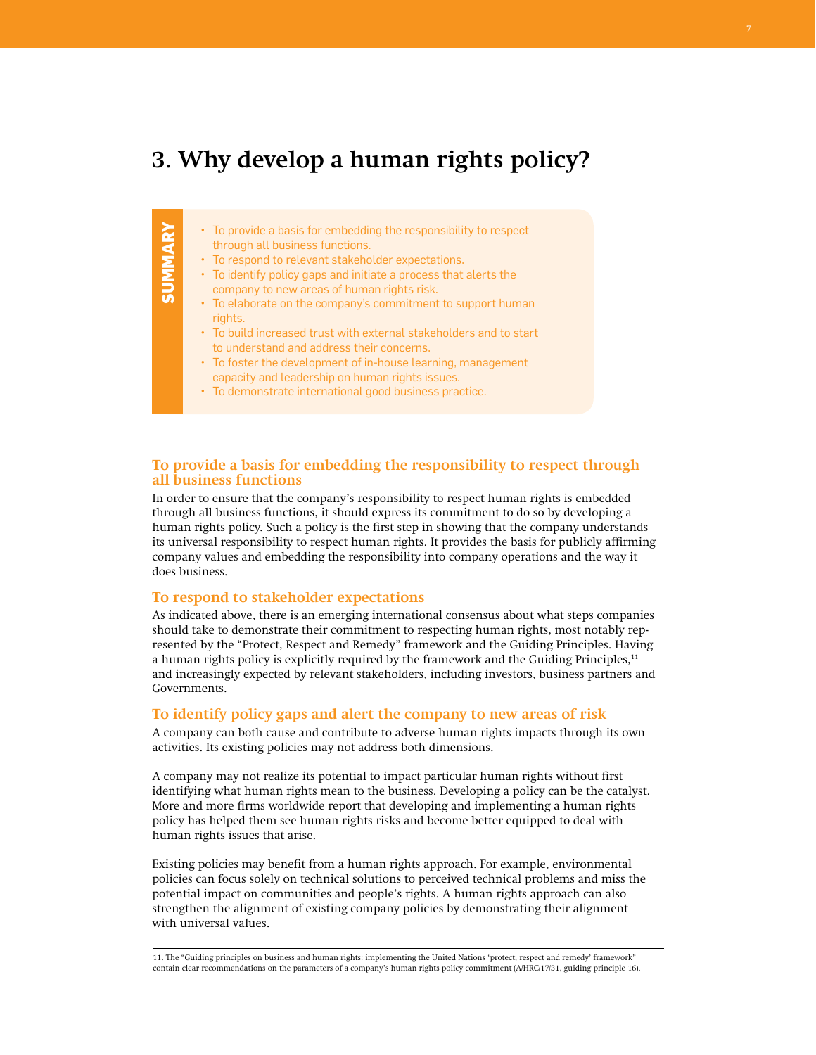# 3. Why develop a human rights policy?

**SUMMARY**

- To provide a basis for embedding the responsibility to respect through all business functions.
- To respond to relevant stakeholder expectations.
- To identify policy gaps and initiate a process that alerts the company to new areas of human rights risk.
- To elaborate on the company's commitment to support human rights.
- To build increased trust with external stakeholders and to start to understand and address their concerns.
- To foster the development of in-house learning, management capacity and leadership on human rights issues.
- To demonstrate international good business practice.

### To provide a basis for embedding the responsibility to respect through all business functions

In order to ensure that the company's responsibility to respect human rights is embedded through all business functions, it should express its commitment to do so by developing a human rights policy. Such a policy is the first step in showing that the company understands its universal responsibility to respect human rights. It provides the basis for publicly affirming company values and embedding the responsibility into company operations and the way it does business.

### To respond to stakeholder expectations

As indicated above, there is an emerging international consensus about what steps companies should take to demonstrate their commitment to respecting human rights, most notably represented by the "Protect, Respect and Remedy" framework and the Guiding Principles. Having a human rights policy is explicitly required by the framework and the Guiding Principles,[11] and increasingly expected by relevant stakeholders, including investors, business partners and Governments.

### To identify policy gaps and alert the company to new areas of risk

A company can both cause and contribute to adverse human rights impacts through its own activities. Its existing policies may not address both dimensions.

A company may not realize its potential to impact particular human rights without first identifying what human rights mean to the business. Developing a policy can be the catalyst. More and more firms worldwide report that developing and implementing a human rights policy has helped them see human rights risks and become better equipped to deal with human rights issues that arise.

Existing policies may benefit from a human rights approach. For example, environmental policies can focus solely on technical solutions to perceived technical problems and miss the potential impact on communities and people's rights. A human rights approach can also strengthen the alignment of existing company policies by demonstrating their alignment with universal values.

---

11. The "Guiding principles on business and human rights: implementing the United Nations 'protect, respect and remedy' framework" contain clear recommendations on the parameters of a company's human rights policy commitment (A/HRC/17/31, guiding principle 16).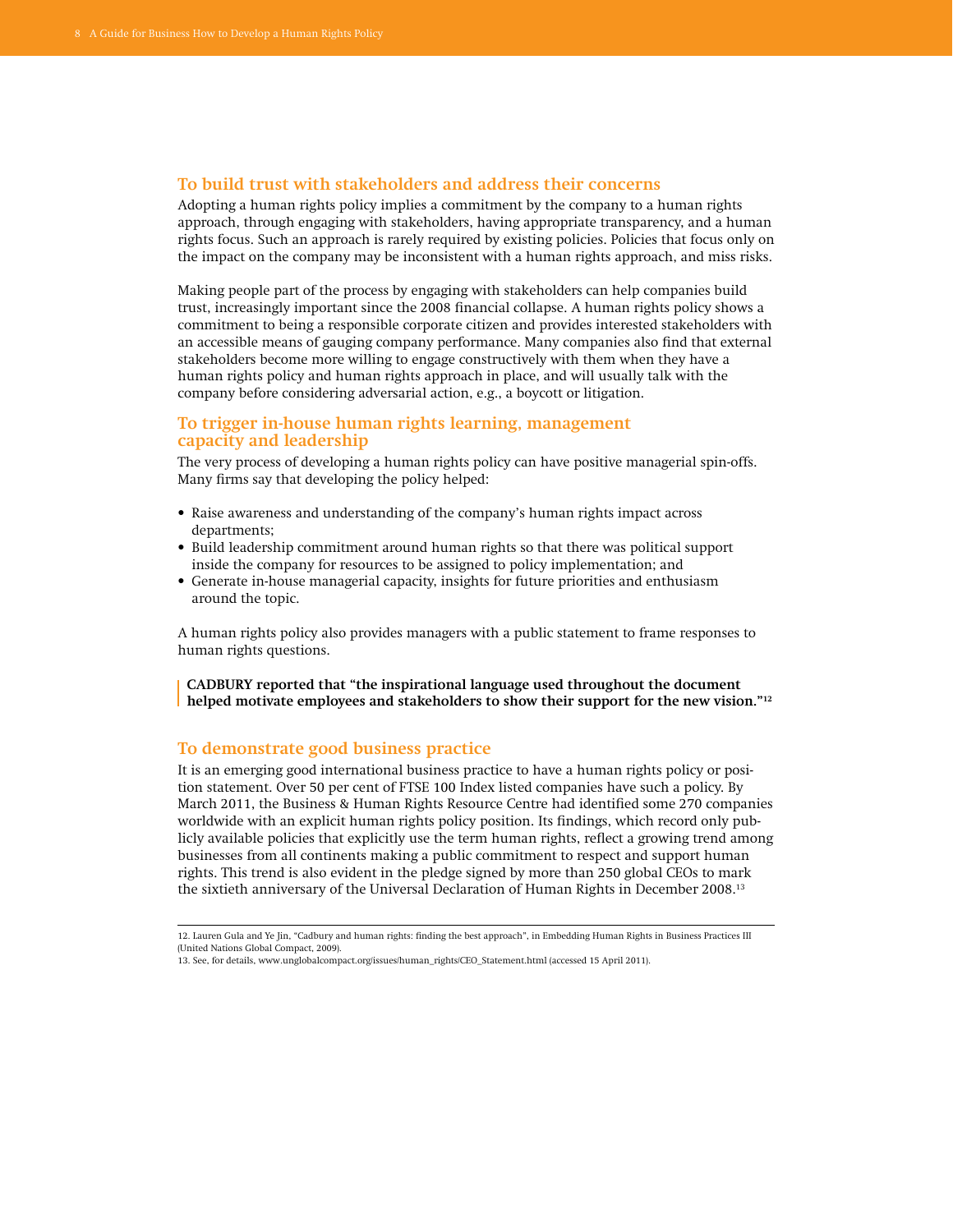## To build trust with stakeholders and address their concerns

Adopting a human rights policy implies a commitment by the company to a human rights approach, through engaging with stakeholders, having appropriate transparency, and a human rights focus. Such an approach is rarely required by existing policies. Policies that focus only on the impact on the company may be inconsistent with a human rights approach, and miss risks.

Making people part of the process by engaging with stakeholders can help companies build trust, increasingly important since the 2008 financial collapse. A human rights policy shows a commitment to being a responsible corporate citizen and provides interested stakeholders with an accessible means of gauging company performance. Many companies also find that external stakeholders become more willing to engage constructively with them when they have a human rights policy and human rights approach in place, and will usually talk with the company before considering adversarial action, e.g., a boycott or litigation.

## To trigger in-house human rights learning, management capacity and leadership

The very process of developing a human rights policy can have positive managerial spin-offs. Many firms say that developing the policy helped:

- Raise awareness and understanding of the company's human rights impact across departments;
- Build leadership commitment around human rights so that there was political support inside the company for resources to be assigned to policy implementation; and
- Generate in-house managerial capacity, insights for future priorities and enthusiasm around the topic.

A human rights policy also provides managers with a public statement to frame responses to human rights questions.

> **CADBURY reported that "the inspirational language used throughout the document helped motivate employees and stakeholders to show their support for the new vision."[12]**

## To demonstrate good business practice

It is an emerging good international business practice to have a human rights policy or position statement. Over 50 per cent of FTSE 100 Index listed companies have such a policy. By March 2011, the Business & Human Rights Resource Centre had identified some 270 companies worldwide with an explicit human rights policy position. Its findings, which record only publicly available policies that explicitly use the term human rights, reflect a growing trend among businesses from all continents making a public commitment to respect and support human rights. This trend is also evident in the pledge signed by more than 250 global CEOs to mark the sixtieth anniversary of the Universal Declaration of Human Rights in December 2008.[13]

---

12. Lauren Gula and Ye Jin, "Cadbury and human rights: finding the best approach", in Embedding Human Rights in Business Practices III (United Nations Global Compact, 2009).

13. See, for details, www.unglobalcompact.org/issues/human_rights/CEO_Statement.html (accessed 15 April 2011).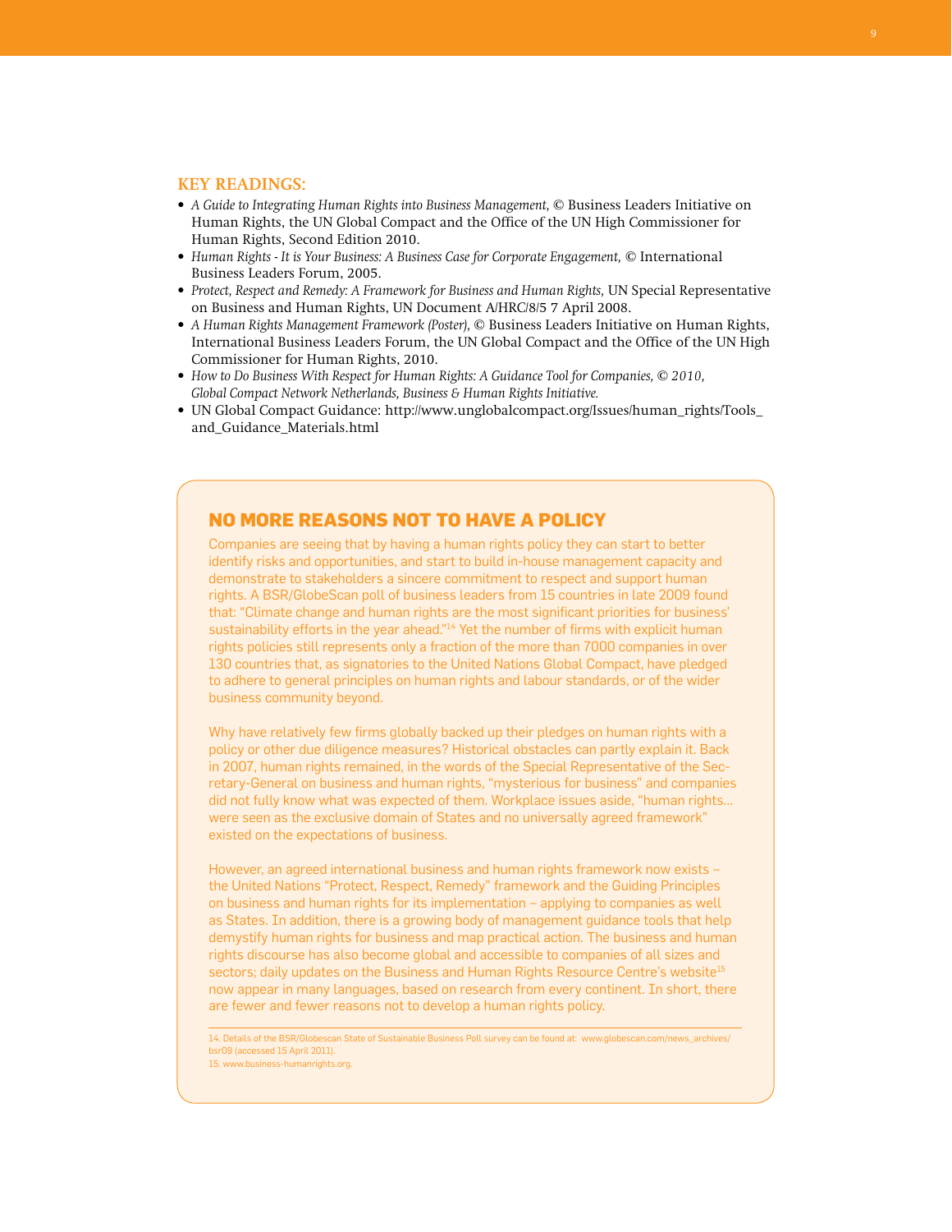## KEY READINGS:

- *A Guide to Integrating Human Rights into Business Management,* © Business Leaders Initiative on Human Rights, the UN Global Compact and the Office of the UN High Commissioner for Human Rights, Second Edition 2010.
- *Human Rights - It is Your Business: A Business Case for Corporate Engagement,* © International Business Leaders Forum, 2005.
- *Protect, Respect and Remedy: A Framework for Business and Human Rights,* UN Special Representative on Business and Human Rights, UN Document A/HRC/8/5 7 April 2008.
- *A Human Rights Management Framework (Poster),* © Business Leaders Initiative on Human Rights, International Business Leaders Forum, the UN Global Compact and the Office of the UN High Commissioner for Human Rights, 2010.
- *How to Do Business With Respect for Human Rights: A Guidance Tool for Companies, © 2010, Global Compact Network Netherlands, Business & Human Rights Initiative.*
- UN Global Compact Guidance: http://www.unglobalcompact.org/Issues/human_rights/Tools_and_Guidance_Materials.html

## NO MORE REASONS NOT TO HAVE A POLICY

Companies are seeing that by having a human rights policy they can start to better identify risks and opportunities, and start to build in-house management capacity and demonstrate to stakeholders a sincere commitment to respect and support human rights. A BSR/GlobeScan poll of business leaders from 15 countries in late 2009 found that: "Climate change and human rights are the most significant priorities for business' sustainability efforts in the year ahead."[14] Yet the number of firms with explicit human rights policies still represents only a fraction of the more than 7000 companies in over 130 countries that, as signatories to the United Nations Global Compact, have pledged to adhere to general principles on human rights and labour standards, or of the wider business community beyond.

Why have relatively few firms globally backed up their pledges on human rights with a policy or other due diligence measures? Historical obstacles can partly explain it. Back in 2007, human rights remained, in the words of the Special Representative of the Secretary-General on business and human rights, "mysterious for business" and companies did not fully know what was expected of them. Workplace issues aside, "human rights... were seen as the exclusive domain of States and no universally agreed framework" existed on the expectations of business.

However, an agreed international business and human rights framework now exists – the United Nations "Protect, Respect, Remedy" framework and the Guiding Principles on business and human rights for its implementation – applying to companies as well as States. In addition, there is a growing body of management guidance tools that help demystify human rights for business and map practical action. The business and human rights discourse has also become global and accessible to companies of all sizes and sectors; daily updates on the Business and Human Rights Resource Centre's website[15] now appear in many languages, based on research from every continent. In short, there are fewer and fewer reasons not to develop a human rights policy.

14. Details of the BSR/Globescan State of Sustainable Business Poll survey can be found at: www.globescan.com/news_archives/bsr09 (accessed 15 April 2011).
15. www.business-humanrights.org.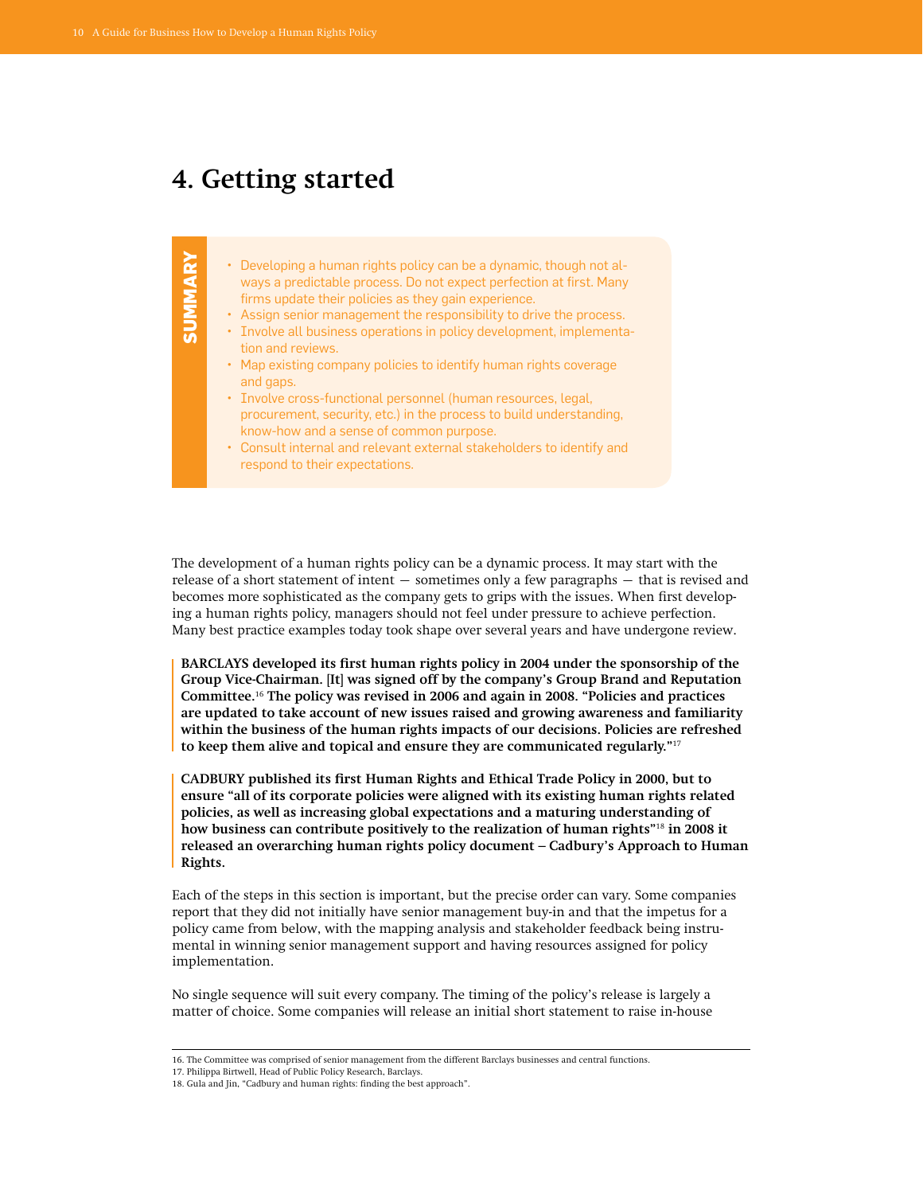# 4. Getting started

**SUMMARY**

- Developing a human rights policy can be a dynamic, though not always a predictable process. Do not expect perfection at first. Many firms update their policies as they gain experience.
- Assign senior management the responsibility to drive the process.
- Involve all business operations in policy development, implementation and reviews.
- Map existing company policies to identify human rights coverage and gaps.
- Involve cross-functional personnel (human resources, legal, procurement, security, etc.) in the process to build understanding, know-how and a sense of common purpose.
- Consult internal and relevant external stakeholders to identify and respond to their expectations.

The development of a human rights policy can be a dynamic process. It may start with the release of a short statement of intent — sometimes only a few paragraphs — that is revised and becomes more sophisticated as the company gets to grips with the issues. When first developing a human rights policy, managers should not feel under pressure to achieve perfection. Many best practice examples today took shape over several years and have undergone review.

**BARCLAYS developed its first human rights policy in 2004 under the sponsorship of the Group Vice-Chairman. [It] was signed off by the company's Group Brand and Reputation Committee.[16] The policy was revised in 2006 and again in 2008. "Policies and practices are updated to take account of new issues raised and growing awareness and familiarity within the business of the human rights impacts of our decisions. Policies are refreshed to keep them alive and topical and ensure they are communicated regularly."[17]**

**CADBURY published its first Human Rights and Ethical Trade Policy in 2000, but to ensure "all of its corporate policies were aligned with its existing human rights related policies, as well as increasing global expectations and a maturing understanding of how business can contribute positively to the realization of human rights"[18] in 2008 it released an overarching human rights policy document – Cadbury's Approach to Human Rights.**

Each of the steps in this section is important, but the precise order can vary. Some companies report that they did not initially have senior management buy-in and that the impetus for a policy came from below, with the mapping analysis and stakeholder feedback being instrumental in winning senior management support and having resources assigned for policy implementation.

No single sequence will suit every company. The timing of the policy's release is largely a matter of choice. Some companies will release an initial short statement to raise in-house

---

16. The Committee was comprised of senior management from the different Barclays businesses and central functions.
17. Philippa Birtwell, Head of Public Policy Research, Barclays.
18. Gula and Jin, "Cadbury and human rights: finding the best approach".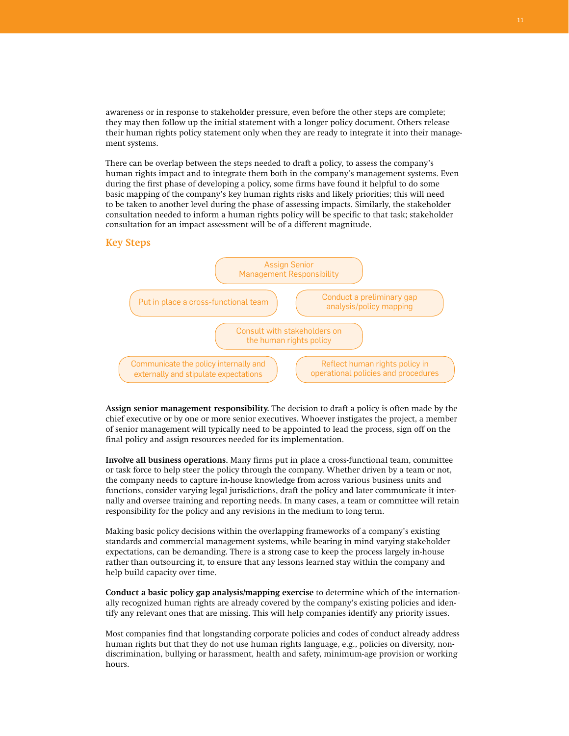awareness or in response to stakeholder pressure, even before the other steps are complete; they may then follow up the initial statement with a longer policy document. Others release their human rights policy statement only when they are ready to integrate it into their management systems.

There can be overlap between the steps needed to draft a policy, to assess the company's human rights impact and to integrate them both in the company's management systems. Even during the first phase of developing a policy, some firms have found it helpful to do some basic mapping of the company's key human rights risks and likely priorities; this will need to be taken to another level during the phase of assessing impacts. Similarly, the stakeholder consultation needed to inform a human rights policy will be specific to that task; stakeholder consultation for an impact assessment will be of a different magnitude.

## Key Steps

- Assign Senior Management Responsibility
- Put in place a cross-functional team
- Conduct a preliminary gap analysis/policy mapping
- Consult with stakeholders on the human rights policy
- Communicate the policy internally and externally and stipulate expectations
- Reflect human rights policy in operational policies and procedures

**Assign senior management responsibility.** The decision to draft a policy is often made by the chief executive or by one or more senior executives. Whoever instigates the project, a member of senior management will typically need to be appointed to lead the process, sign off on the final policy and assign resources needed for its implementation.

**Involve all business operations.** Many firms put in place a cross-functional team, committee or task force to help steer the policy through the company. Whether driven by a team or not, the company needs to capture in-house knowledge from across various business units and functions, consider varying legal jurisdictions, draft the policy and later communicate it internally and oversee training and reporting needs. In many cases, a team or committee will retain responsibility for the policy and any revisions in the medium to long term.

Making basic policy decisions within the overlapping frameworks of a company's existing standards and commercial management systems, while bearing in mind varying stakeholder expectations, can be demanding. There is a strong case to keep the process largely in-house rather than outsourcing it, to ensure that any lessons learned stay within the company and help build capacity over time.

**Conduct a basic policy gap analysis/mapping exercise** to determine which of the internationally recognized human rights are already covered by the company's existing policies and identify any relevant ones that are missing. This will help companies identify any priority issues.

Most companies find that longstanding corporate policies and codes of conduct already address human rights but that they do not use human rights language, e.g., policies on diversity, non-discrimination, bullying or harassment, health and safety, minimum-age provision or working hours.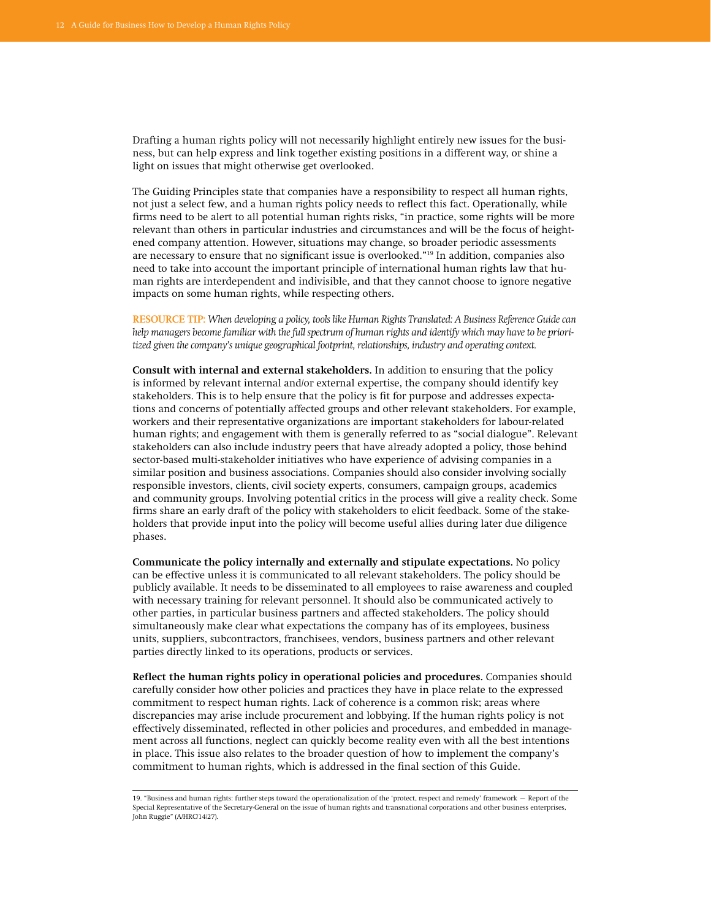Drafting a human rights policy will not necessarily highlight entirely new issues for the business, but can help express and link together existing positions in a different way, or shine a light on issues that might otherwise get overlooked.

The Guiding Principles state that companies have a responsibility to respect all human rights, not just a select few, and a human rights policy needs to reflect this fact. Operationally, while firms need to be alert to all potential human rights risks, "in practice, some rights will be more relevant than others in particular industries and circumstances and will be the focus of heightened company attention. However, situations may change, so broader periodic assessments are necessary to ensure that no significant issue is overlooked."[19] In addition, companies also need to take into account the important principle of international human rights law that human rights are interdependent and indivisible, and that they cannot choose to ignore negative impacts on some human rights, while respecting others.

**RESOURCE TIP:** *When developing a policy, tools like Human Rights Translated: A Business Reference Guide can help managers become familiar with the full spectrum of human rights and identify which may have to be prioritized given the company's unique geographical footprint, relationships, industry and operating context.*

**Consult with internal and external stakeholders.** In addition to ensuring that the policy is informed by relevant internal and/or external expertise, the company should identify key stakeholders. This is to help ensure that the policy is fit for purpose and addresses expectations and concerns of potentially affected groups and other relevant stakeholders. For example, workers and their representative organizations are important stakeholders for labour-related human rights; and engagement with them is generally referred to as "social dialogue". Relevant stakeholders can also include industry peers that have already adopted a policy, those behind sector-based multi-stakeholder initiatives who have experience of advising companies in a similar position and business associations. Companies should also consider involving socially responsible investors, clients, civil society experts, consumers, campaign groups, academics and community groups. Involving potential critics in the process will give a reality check. Some firms share an early draft of the policy with stakeholders to elicit feedback. Some of the stakeholders that provide input into the policy will become useful allies during later due diligence phases.

**Communicate the policy internally and externally and stipulate expectations.** No policy can be effective unless it is communicated to all relevant stakeholders. The policy should be publicly available. It needs to be disseminated to all employees to raise awareness and coupled with necessary training for relevant personnel. It should also be communicated actively to other parties, in particular business partners and affected stakeholders. The policy should simultaneously make clear what expectations the company has of its employees, business units, suppliers, subcontractors, franchisees, vendors, business partners and other relevant parties directly linked to its operations, products or services.

**Reflect the human rights policy in operational policies and procedures.** Companies should carefully consider how other policies and practices they have in place relate to the expressed commitment to respect human rights. Lack of coherence is a common risk; areas where discrepancies may arise include procurement and lobbying. If the human rights policy is not effectively disseminated, reflected in other policies and procedures, and embedded in management across all functions, neglect can quickly become reality even with all the best intentions in place. This issue also relates to the broader question of how to implement the company's commitment to human rights, which is addressed in the final section of this Guide.

---

19. "Business and human rights: further steps toward the operationalization of the 'protect, respect and remedy' framework — Report of the Special Representative of the Secretary-General on the issue of human rights and transnational corporations and other business enterprises, John Ruggie" (A/HRC/14/27).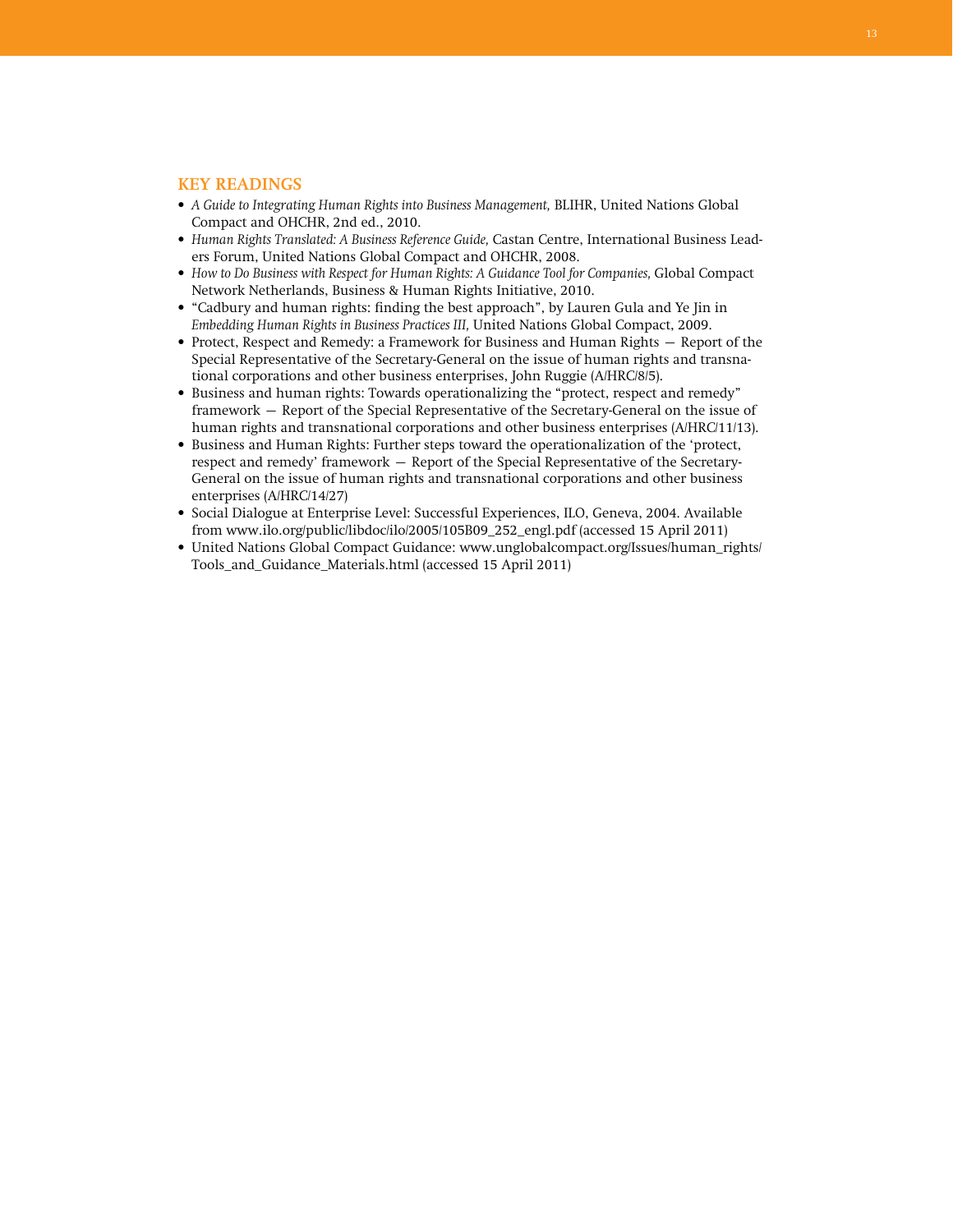## KEY READINGS

- *A Guide to Integrating Human Rights into Business Management,* BLIHR, United Nations Global Compact and OHCHR, 2nd ed., 2010.
- *Human Rights Translated: A Business Reference Guide,* Castan Centre, International Business Leaders Forum, United Nations Global Compact and OHCHR, 2008.
- *How to Do Business with Respect for Human Rights: A Guidance Tool for Companies,* Global Compact Network Netherlands, Business & Human Rights Initiative, 2010.
- "Cadbury and human rights: finding the best approach", by Lauren Gula and Ye Jin in *Embedding Human Rights in Business Practices III,* United Nations Global Compact, 2009.
- Protect, Respect and Remedy: a Framework for Business and Human Rights — Report of the Special Representative of the Secretary-General on the issue of human rights and transnational corporations and other business enterprises, John Ruggie (A/HRC/8/5).
- Business and human rights: Towards operationalizing the "protect, respect and remedy" framework — Report of the Special Representative of the Secretary-General on the issue of human rights and transnational corporations and other business enterprises (A/HRC/11/13).
- Business and Human Rights: Further steps toward the operationalization of the 'protect, respect and remedy' framework — Report of the Special Representative of the Secretary-General on the issue of human rights and transnational corporations and other business enterprises (A/HRC/14/27)
- Social Dialogue at Enterprise Level: Successful Experiences, ILO, Geneva, 2004. Available from www.ilo.org/public/libdoc/ilo/2005/105B09_252_engl.pdf (accessed 15 April 2011)
- United Nations Global Compact Guidance: www.unglobalcompact.org/Issues/human_rights/Tools_and_Guidance_Materials.html (accessed 15 April 2011)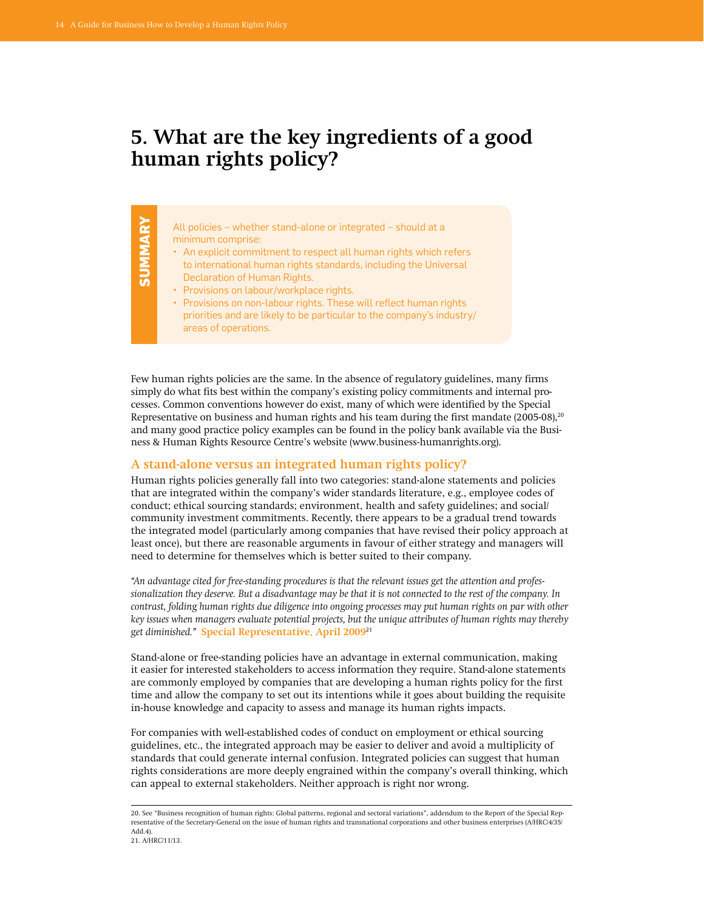# 5. What are the key ingredients of a good human rights policy?

**SUMMARY**

All policies – whether stand-alone or integrated – should at a minimum comprise:

- An explicit commitment to respect all human rights which refers to international human rights standards, including the Universal Declaration of Human Rights.
- Provisions on labour/workplace rights.
- Provisions on non-labour rights. These will reflect human rights priorities and are likely to be particular to the company's industry/areas of operations.

Few human rights policies are the same. In the absence of regulatory guidelines, many firms simply do what fits best within the company's existing policy commitments and internal processes. Common conventions however do exist, many of which were identified by the Special Representative on business and human rights and his team during the first mandate (2005-08),[20] and many good practice policy examples can be found in the policy bank available via the Business & Human Rights Resource Centre's website (www.business-humanrights.org).

## A stand-alone versus an integrated human rights policy?

Human rights policies generally fall into two categories: stand-alone statements and policies that are integrated within the company's wider standards literature, e.g., employee codes of conduct; ethical sourcing standards; environment, health and safety guidelines; and social/community investment commitments. Recently, there appears to be a gradual trend towards the integrated model (particularly among companies that have revised their policy approach at least once), but there are reasonable arguments in favour of either strategy and managers will need to determine for themselves which is better suited to their company.

*"An advantage cited for free-standing procedures is that the relevant issues get the attention and professionalization they deserve. But a disadvantage may be that it is not connected to the rest of the company. In contrast, folding human rights due diligence into ongoing processes may put human rights on par with other key issues when managers evaluate potential projects, but the unique attributes of human rights may thereby get diminished."* **Special Representative, April 2009**[21]

Stand-alone or free-standing policies have an advantage in external communication, making it easier for interested stakeholders to access information they require. Stand-alone statements are commonly employed by companies that are developing a human rights policy for the first time and allow the company to set out its intentions while it goes about building the requisite in-house knowledge and capacity to assess and manage its human rights impacts.

For companies with well-established codes of conduct on employment or ethical sourcing guidelines, etc., the integrated approach may be easier to deliver and avoid a multiplicity of standards that could generate internal confusion. Integrated policies can suggest that human rights considerations are more deeply engrained within the company's overall thinking, which can appeal to external stakeholders. Neither approach is right nor wrong.

---

20. See "Business recognition of human rights: Global patterns, regional and sectoral variations", addendum to the Report of the Special Representative of the Secretary-General on the issue of human rights and transnational corporations and other business enterprises (A/HRC/4/35/Add.4).

21. A/HRC/11/13.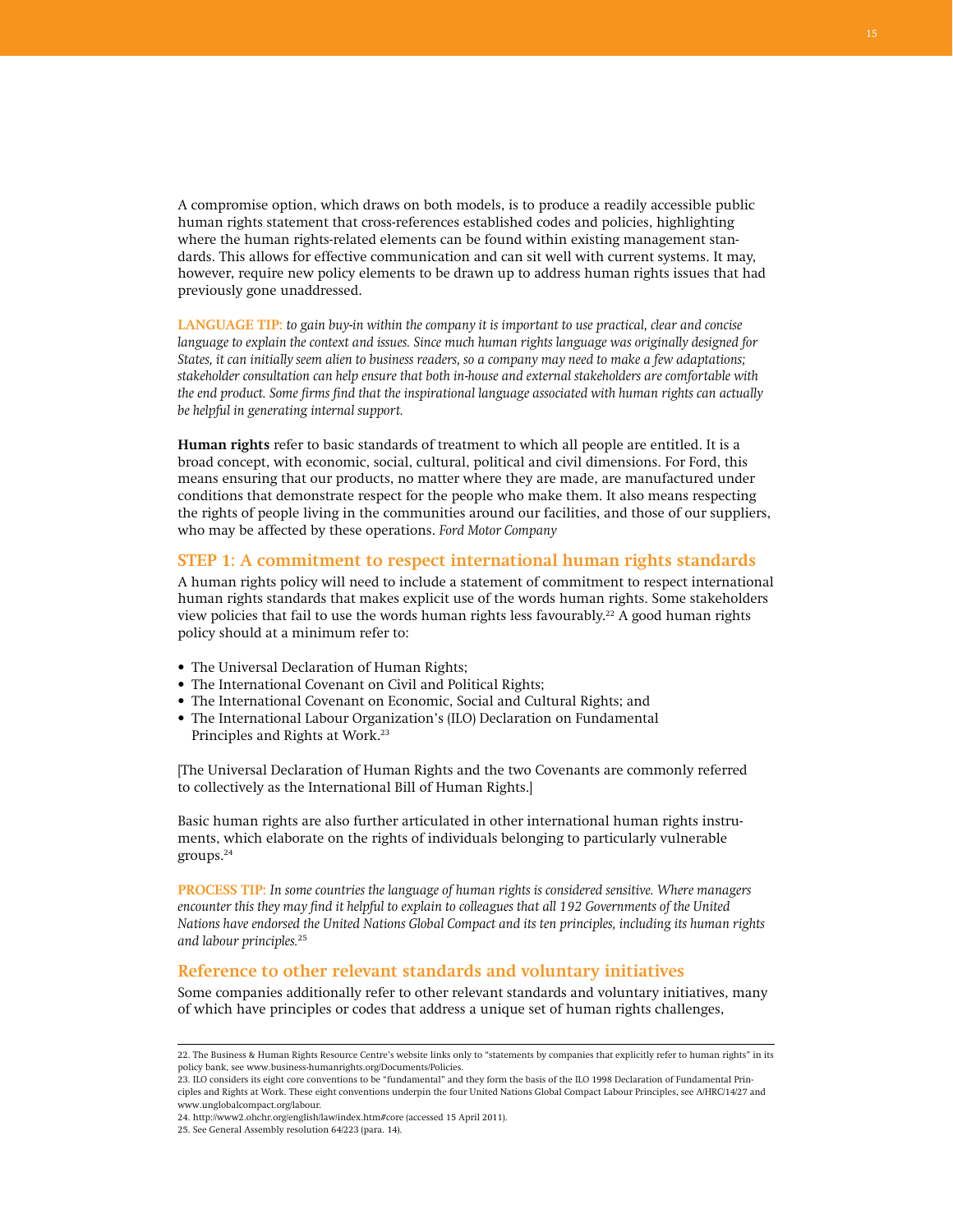A compromise option, which draws on both models, is to produce a readily accessible public human rights statement that cross-references established codes and policies, highlighting where the human rights-related elements can be found within existing management standards. This allows for effective communication and can sit well with current systems. It may, however, require new policy elements to be drawn up to address human rights issues that had previously gone unaddressed.

**LANGUAGE TIP:** *to gain buy-in within the company it is important to use practical, clear and concise language to explain the context and issues. Since much human rights language was originally designed for States, it can initially seem alien to business readers, so a company may need to make a few adaptations; stakeholder consultation can help ensure that both in-house and external stakeholders are comfortable with the end product. Some firms find that the inspirational language associated with human rights can actually be helpful in generating internal support.*

**Human rights** refer to basic standards of treatment to which all people are entitled. It is a broad concept, with economic, social, cultural, political and civil dimensions. For Ford, this means ensuring that our products, no matter where they are made, are manufactured under conditions that demonstrate respect for the people who make them. It also means respecting the rights of people living in the communities around our facilities, and those of our suppliers, who may be affected by these operations. *Ford Motor Company*

## STEP 1: A commitment to respect international human rights standards

A human rights policy will need to include a statement of commitment to respect international human rights standards that makes explicit use of the words human rights. Some stakeholders view policies that fail to use the words human rights less favourably.[22] A good human rights policy should at a minimum refer to:

- The Universal Declaration of Human Rights;
- The International Covenant on Civil and Political Rights;
- The International Covenant on Economic, Social and Cultural Rights; and
- The International Labour Organization's (ILO) Declaration on Fundamental Principles and Rights at Work.[23]

[The Universal Declaration of Human Rights and the two Covenants are commonly referred to collectively as the International Bill of Human Rights.]

Basic human rights are also further articulated in other international human rights instruments, which elaborate on the rights of individuals belonging to particularly vulnerable groups.[24]

**PROCESS TIP:** *In some countries the language of human rights is considered sensitive. Where managers encounter this they may find it helpful to explain to colleagues that all 192 Governments of the United Nations have endorsed the United Nations Global Compact and its ten principles, including its human rights and labour principles.*[25]

## Reference to other relevant standards and voluntary initiatives

Some companies additionally refer to other relevant standards and voluntary initiatives, many of which have principles or codes that address a unique set of human rights challenges,

---

22. The Business & Human Rights Resource Centre's website links only to "statements by companies that explicitly refer to human rights" in its policy bank, see www.business-humanrights.org/Documents/Policies.

23. ILO considers its eight core conventions to be "fundamental" and they form the basis of the ILO 1998 Declaration of Fundamental Principles and Rights at Work. These eight conventions underpin the four United Nations Global Compact Labour Principles, see A/HRC/14/27 and www.unglobalcompact.org/labour.

24. http://www2.ohchr.org/english/law/index.htm#core (accessed 15 April 2011).

25. See General Assembly resolution 64/223 (para. 14).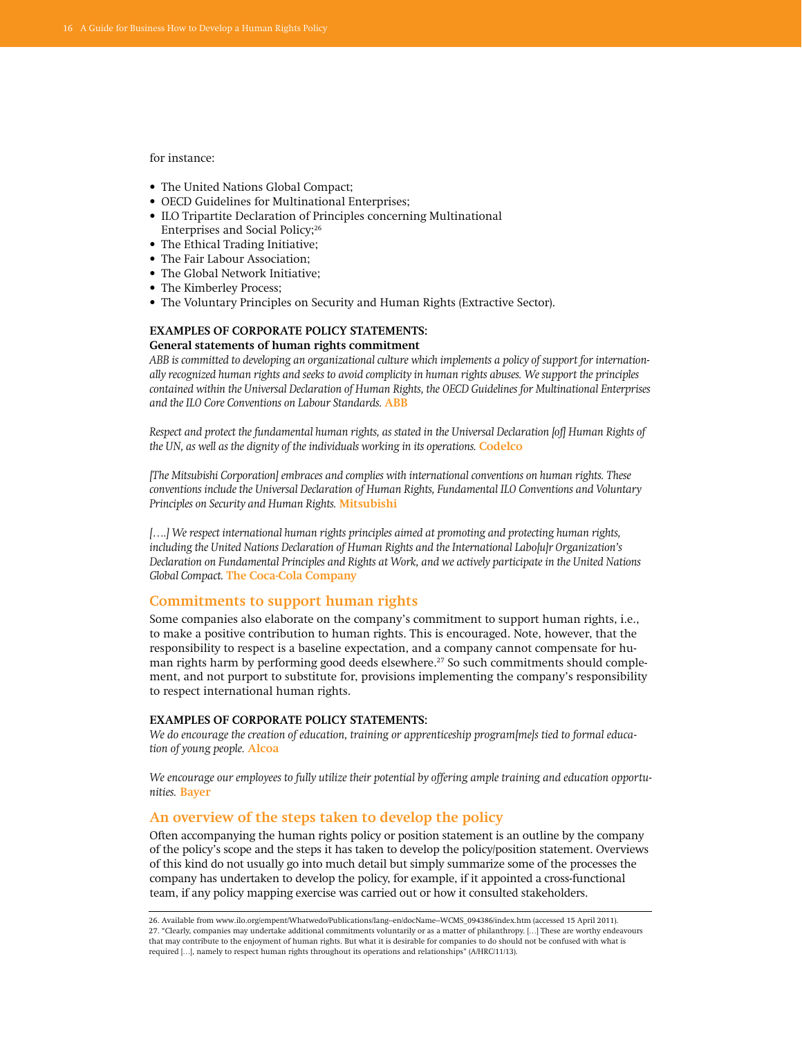for instance:

- The United Nations Global Compact;
- OECD Guidelines for Multinational Enterprises;
- ILO Tripartite Declaration of Principles concerning Multinational Enterprises and Social Policy;[26]
- The Ethical Trading Initiative;
- The Fair Labour Association;
- The Global Network Initiative;
- The Kimberley Process;
- The Voluntary Principles on Security and Human Rights (Extractive Sector).

**EXAMPLES OF CORPORATE POLICY STATEMENTS:**
**General statements of human rights commitment**

*ABB is committed to developing an organizational culture which implements a policy of support for internationally recognized human rights and seeks to avoid complicity in human rights abuses. We support the principles contained within the Universal Declaration of Human Rights, the OECD Guidelines for Multinational Enterprises and the ILO Core Conventions on Labour Standards.* **ABB**

*Respect and protect the fundamental human rights, as stated in the Universal Declaration [of] Human Rights of the UN, as well as the dignity of the individuals working in its operations.* **Codelco**

*[The Mitsubishi Corporation] embraces and complies with international conventions on human rights. These conventions include the Universal Declaration of Human Rights, Fundamental ILO Conventions and Voluntary Principles on Security and Human Rights.* **Mitsubishi**

*[….] We respect international human rights principles aimed at promoting and protecting human rights, including the United Nations Declaration of Human Rights and the International Labo[u]r Organization's Declaration on Fundamental Principles and Rights at Work, and we actively participate in the United Nations Global Compact.* **The Coca-Cola Company**

## Commitments to support human rights

Some companies also elaborate on the company's commitment to support human rights, i.e., to make a positive contribution to human rights. This is encouraged. Note, however, that the responsibility to respect is a baseline expectation, and a company cannot compensate for human rights harm by performing good deeds elsewhere.[27] So such commitments should complement, and not purport to substitute for, provisions implementing the company's responsibility to respect international human rights.

**EXAMPLES OF CORPORATE POLICY STATEMENTS:**

*We do encourage the creation of education, training or apprenticeship program[me]s tied to formal education of young people.* **Alcoa**

*We encourage our employees to fully utilize their potential by offering ample training and education opportunities.* **Bayer**

## An overview of the steps taken to develop the policy

Often accompanying the human rights policy or position statement is an outline by the company of the policy's scope and the steps it has taken to develop the policy/position statement. Overviews of this kind do not usually go into much detail but simply summarize some of the processes the company has undertaken to develop the policy, for example, if it appointed a cross-functional team, if any policy mapping exercise was carried out or how it consulted stakeholders.

---

26. Available from www.ilo.org/empent/Whatwedo/Publications/lang--en/docName--WCMS_094386/index.htm (accessed 15 April 2011).
27. "Clearly, companies may undertake additional commitments voluntarily or as a matter of philanthropy. […] These are worthy endeavours that may contribute to the enjoyment of human rights. But what it is desirable for companies to do should not be confused with what is required […], namely to respect human rights throughout its operations and relationships" (A/HRC/11/13).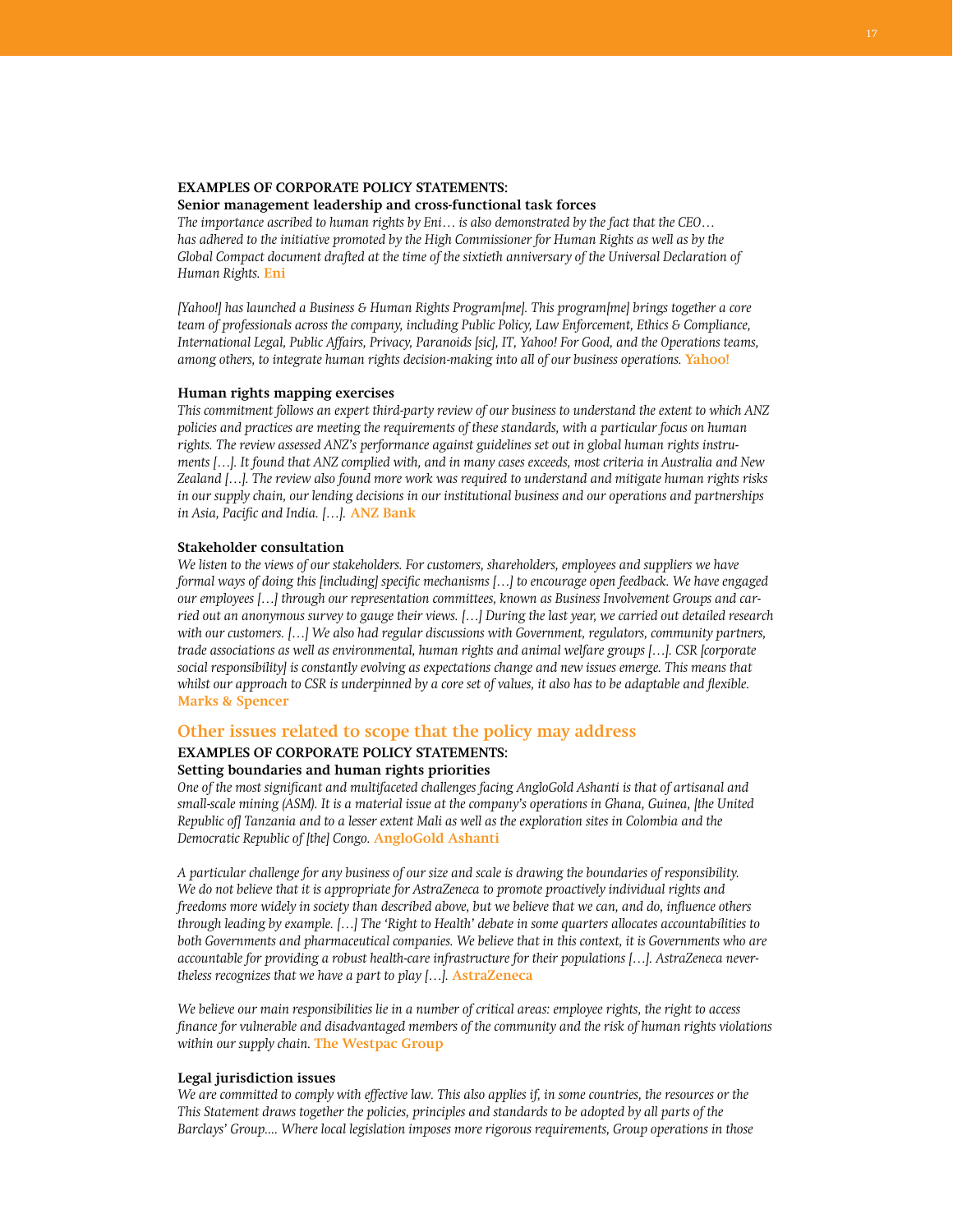**EXAMPLES OF CORPORATE POLICY STATEMENTS:**

**Senior management leadership and cross-functional task forces**

*The importance ascribed to human rights by Eni… is also demonstrated by the fact that the CEO… has adhered to the initiative promoted by the High Commissioner for Human Rights as well as by the Global Compact document drafted at the time of the sixtieth anniversary of the Universal Declaration of Human Rights.* **Eni**

*[Yahoo!] has launched a Business & Human Rights Program[me]. This program[me] brings together a core team of professionals across the company, including Public Policy, Law Enforcement, Ethics & Compliance, International Legal, Public Affairs, Privacy, Paranoids [sic], IT, Yahoo! For Good, and the Operations teams, among others, to integrate human rights decision-making into all of our business operations.* **Yahoo!**

**Human rights mapping exercises**

*This commitment follows an expert third-party review of our business to understand the extent to which ANZ policies and practices are meeting the requirements of these standards, with a particular focus on human rights. The review assessed ANZ's performance against guidelines set out in global human rights instruments […]. It found that ANZ complied with, and in many cases exceeds, most criteria in Australia and New Zealand […]. The review also found more work was required to understand and mitigate human rights risks in our supply chain, our lending decisions in our institutional business and our operations and partnerships in Asia, Pacific and India. […].* **ANZ Bank**

**Stakeholder consultation**

*We listen to the views of our stakeholders. For customers, shareholders, employees and suppliers we have formal ways of doing this [including] specific mechanisms […] to encourage open feedback. We have engaged our employees […] through our representation committees, known as Business Involvement Groups and carried out an anonymous survey to gauge their views. […] During the last year, we carried out detailed research with our customers. […] We also had regular discussions with Government, regulators, community partners, trade associations as well as environmental, human rights and animal welfare groups […]. CSR [corporate social responsibility] is constantly evolving as expectations change and new issues emerge. This means that whilst our approach to CSR is underpinned by a core set of values, it also has to be adaptable and flexible.* **Marks & Spencer**

## Other issues related to scope that the policy may address

**EXAMPLES OF CORPORATE POLICY STATEMENTS:**

**Setting boundaries and human rights priorities**

*One of the most significant and multifaceted challenges facing AngloGold Ashanti is that of artisanal and small-scale mining (ASM). It is a material issue at the company's operations in Ghana, Guinea, [the United Republic of] Tanzania and to a lesser extent Mali as well as the exploration sites in Colombia and the Democratic Republic of [the] Congo.* **AngloGold Ashanti**

*A particular challenge for any business of our size and scale is drawing the boundaries of responsibility. We do not believe that it is appropriate for AstraZeneca to promote proactively individual rights and freedoms more widely in society than described above, but we believe that we can, and do, influence others through leading by example. […] The 'Right to Health' debate in some quarters allocates accountabilities to both Governments and pharmaceutical companies. We believe that in this context, it is Governments who are accountable for providing a robust health-care infrastructure for their populations […]. AstraZeneca nevertheless recognizes that we have a part to play […].* **AstraZeneca**

*We believe our main responsibilities lie in a number of critical areas: employee rights, the right to access finance for vulnerable and disadvantaged members of the community and the risk of human rights violations within our supply chain.* **The Westpac Group**

**Legal jurisdiction issues**

*We are committed to comply with effective law. This also applies if, in some countries, the resources or the This Statement draws together the policies, principles and standards to be adopted by all parts of the Barclays' Group…. Where local legislation imposes more rigorous requirements, Group operations in those*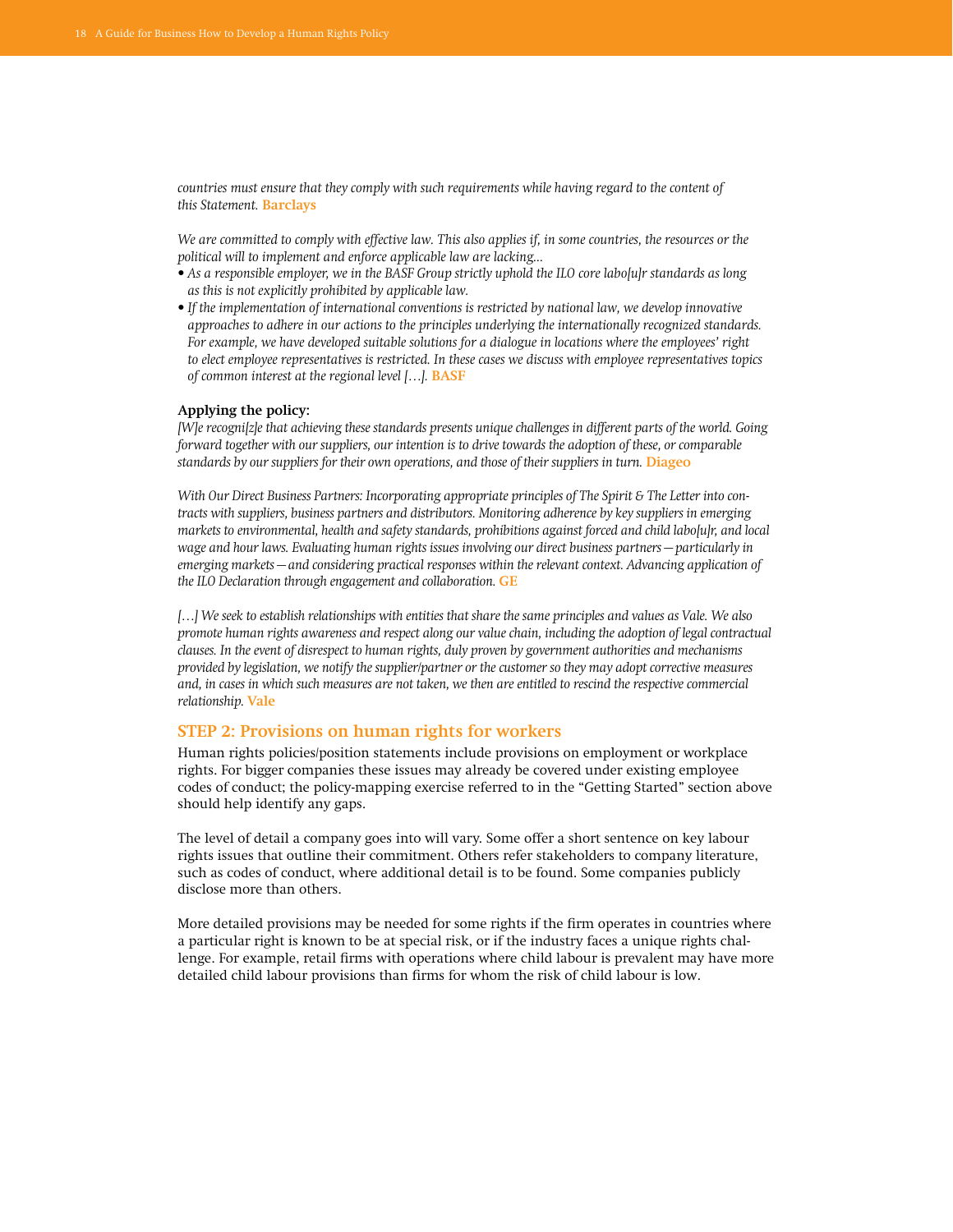*countries must ensure that they comply with such requirements while having regard to the content of this Statement.* **Barclays**

*We are committed to comply with effective law. This also applies if, in some countries, the resources or the political will to implement and enforce applicable law are lacking...*

- *As a responsible employer, we in the BASF Group strictly uphold the ILO core labo[u]r standards as long as this is not explicitly prohibited by applicable law.*
- *If the implementation of international conventions is restricted by national law, we develop innovative approaches to adhere in our actions to the principles underlying the internationally recognized standards. For example, we have developed suitable solutions for a dialogue in locations where the employees' right to elect employee representatives is restricted. In these cases we discuss with employee representatives topics of common interest at the regional level […].* **BASF**

**Applying the policy:**
*[W]e recogni[z]e that achieving these standards presents unique challenges in different parts of the world. Going forward together with our suppliers, our intention is to drive towards the adoption of these, or comparable standards by our suppliers for their own operations, and those of their suppliers in turn.* **Diageo**

*With Our Direct Business Partners: Incorporating appropriate principles of The Spirit & The Letter into contracts with suppliers, business partners and distributors. Monitoring adherence by key suppliers in emerging markets to environmental, health and safety standards, prohibitions against forced and child labo[u]r, and local wage and hour laws. Evaluating human rights issues involving our direct business partners—particularly in emerging markets—and considering practical responses within the relevant context. Advancing application of the ILO Declaration through engagement and collaboration.* **GE**

*[…] We seek to establish relationships with entities that share the same principles and values as Vale. We also promote human rights awareness and respect along our value chain, including the adoption of legal contractual clauses. In the event of disrespect to human rights, duly proven by government authorities and mechanisms provided by legislation, we notify the supplier/partner or the customer so they may adopt corrective measures and, in cases in which such measures are not taken, we then are entitled to rescind the respective commercial relationship.* **Vale**

## STEP 2: Provisions on human rights for workers

Human rights policies/position statements include provisions on employment or workplace rights. For bigger companies these issues may already be covered under existing employee codes of conduct; the policy-mapping exercise referred to in the "Getting Started" section above should help identify any gaps.

The level of detail a company goes into will vary. Some offer a short sentence on key labour rights issues that outline their commitment. Others refer stakeholders to company literature, such as codes of conduct, where additional detail is to be found. Some companies publicly disclose more than others.

More detailed provisions may be needed for some rights if the firm operates in countries where a particular right is known to be at special risk, or if the industry faces a unique rights challenge. For example, retail firms with operations where child labour is prevalent may have more detailed child labour provisions than firms for whom the risk of child labour is low.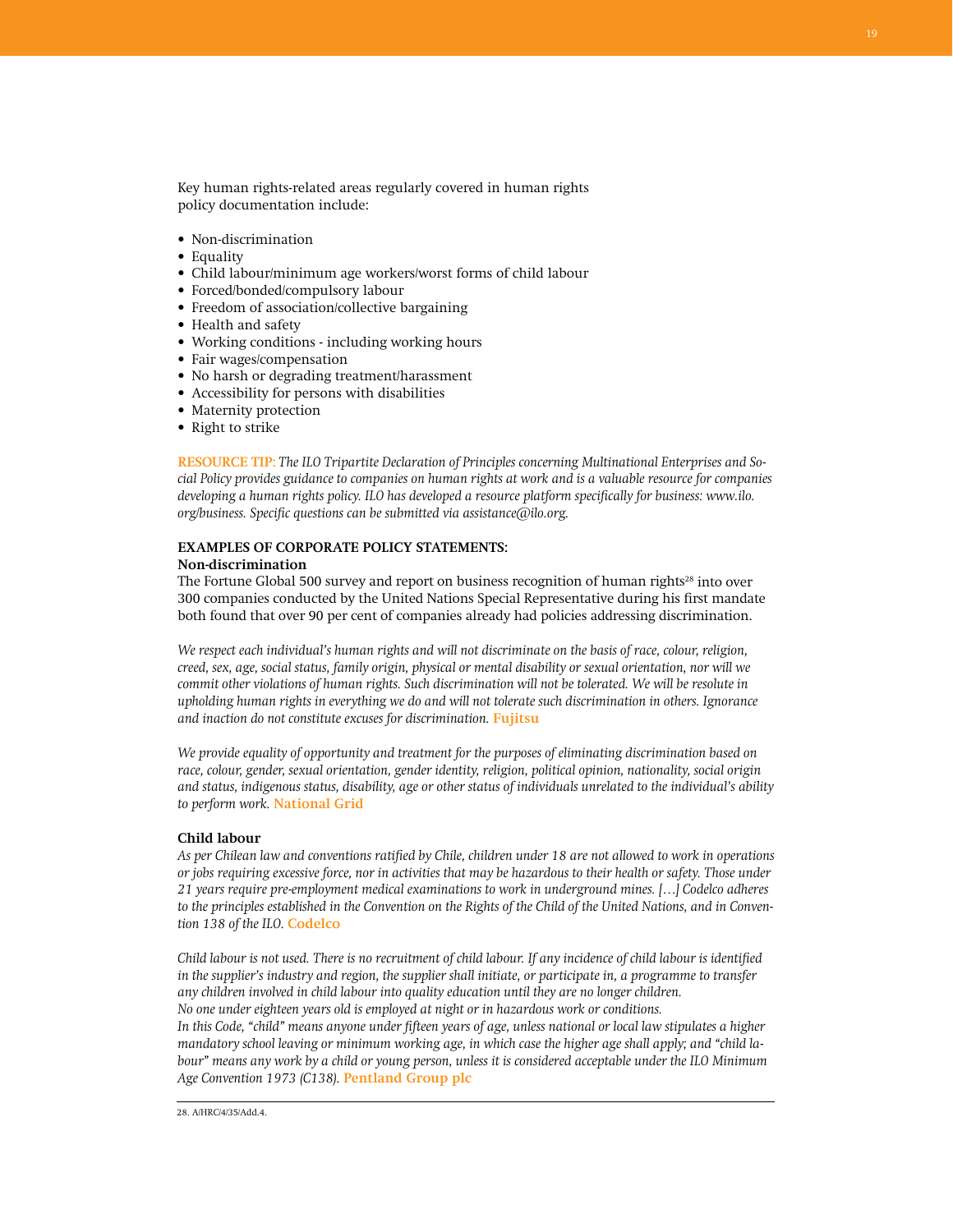Key human rights-related areas regularly covered in human rights policy documentation include:

- Non-discrimination
- Equality
- Child labour/minimum age workers/worst forms of child labour
- Forced/bonded/compulsory labour
- Freedom of association/collective bargaining
- Health and safety
- Working conditions - including working hours
- Fair wages/compensation
- No harsh or degrading treatment/harassment
- Accessibility for persons with disabilities
- Maternity protection
- Right to strike

**RESOURCE TIP:** *The ILO Tripartite Declaration of Principles concerning Multinational Enterprises and Social Policy provides guidance to companies on human rights at work and is a valuable resource for companies developing a human rights policy. ILO has developed a resource platform specifically for business: www.ilo.org/business. Specific questions can be submitted via assistance@ilo.org.*

**EXAMPLES OF CORPORATE POLICY STATEMENTS:**

**Non-discrimination**

The Fortune Global 500 survey and report on business recognition of human rights[28] into over 300 companies conducted by the United Nations Special Representative during his first mandate both found that over 90 per cent of companies already had policies addressing discrimination.

*We respect each individual's human rights and will not discriminate on the basis of race, colour, religion, creed, sex, age, social status, family origin, physical or mental disability or sexual orientation, nor will we commit other violations of human rights. Such discrimination will not be tolerated. We will be resolute in upholding human rights in everything we do and will not tolerate such discrimination in others. Ignorance and inaction do not constitute excuses for discrimination.* **Fujitsu**

*We provide equality of opportunity and treatment for the purposes of eliminating discrimination based on race, colour, gender, sexual orientation, gender identity, religion, political opinion, nationality, social origin and status, indigenous status, disability, age or other status of individuals unrelated to the individual's ability to perform work.* **National Grid**

**Child labour**

*As per Chilean law and conventions ratified by Chile, children under 18 are not allowed to work in operations or jobs requiring excessive force, nor in activities that may be hazardous to their health or safety. Those under 21 years require pre-employment medical examinations to work in underground mines. […] Codelco adheres to the principles established in the Convention on the Rights of the Child of the United Nations, and in Convention 138 of the ILO.* **Codelco**

*Child labour is not used. There is no recruitment of child labour. If any incidence of child labour is identified in the supplier's industry and region, the supplier shall initiate, or participate in, a programme to transfer any children involved in child labour into quality education until they are no longer children.*
*No one under eighteen years old is employed at night or in hazardous work or conditions.*
*In this Code, "child" means anyone under fifteen years of age, unless national or local law stipulates a higher mandatory school leaving or minimum working age, in which case the higher age shall apply; and "child labour" means any work by a child or young person, unless it is considered acceptable under the ILO Minimum Age Convention 1973 (C138).* **Pentland Group plc**

28. A/HRC/4/35/Add.4.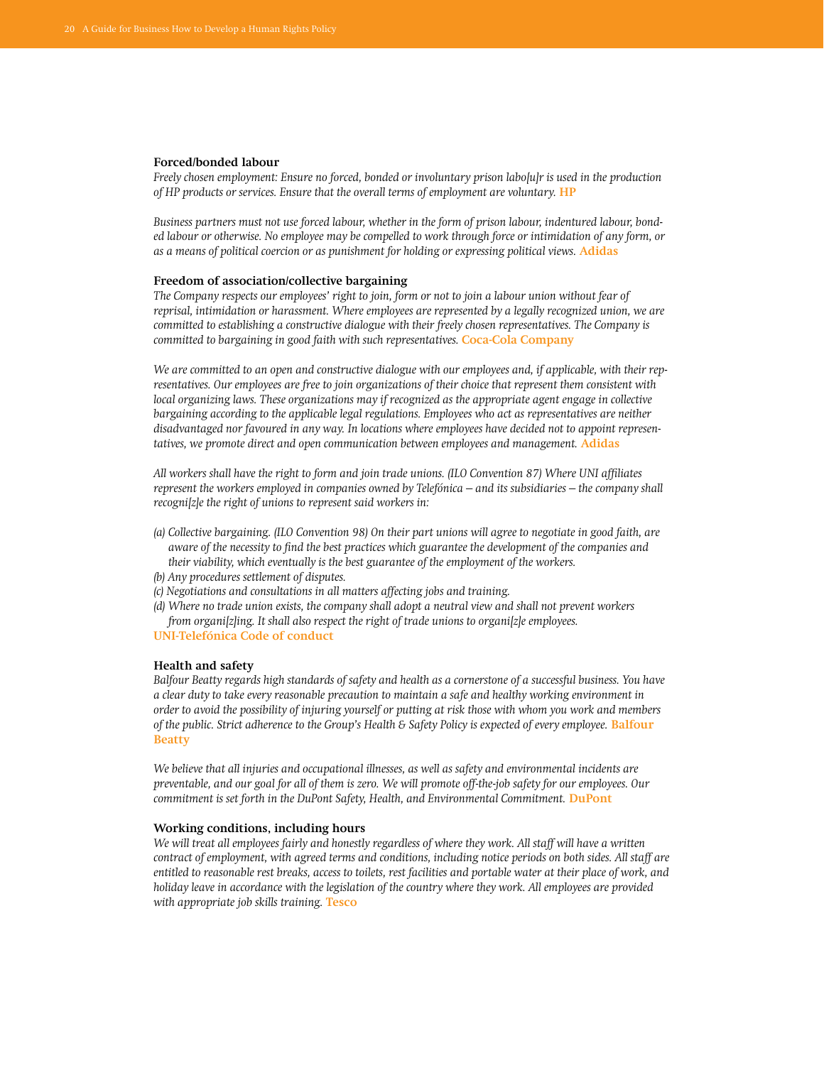**Forced/bonded labour**

*Freely chosen employment: Ensure no forced, bonded or involuntary prison labo[u]r is used in the production of HP products or services. Ensure that the overall terms of employment are voluntary.* **HP**

*Business partners must not use forced labour, whether in the form of prison labour, indentured labour, bonded labour or otherwise. No employee may be compelled to work through force or intimidation of any form, or as a means of political coercion or as punishment for holding or expressing political views.* **Adidas**

**Freedom of association/collective bargaining**

*The Company respects our employees' right to join, form or not to join a labour union without fear of reprisal, intimidation or harassment. Where employees are represented by a legally recognized union, we are committed to establishing a constructive dialogue with their freely chosen representatives. The Company is committed to bargaining in good faith with such representatives.* **Coca-Cola Company**

*We are committed to an open and constructive dialogue with our employees and, if applicable, with their representatives. Our employees are free to join organizations of their choice that represent them consistent with local organizing laws. These organizations may if recognized as the appropriate agent engage in collective bargaining according to the applicable legal regulations. Employees who act as representatives are neither disadvantaged nor favoured in any way. In locations where employees have decided not to appoint representatives, we promote direct and open communication between employees and management.* **Adidas**

*All workers shall have the right to form and join trade unions. (ILO Convention 87) Where UNI affiliates represent the workers employed in companies owned by Telefónica – and its subsidiaries – the company shall recogni[z]e the right of unions to represent said workers in:*

*(a) Collective bargaining. (ILO Convention 98) On their part unions will agree to negotiate in good faith, are aware of the necessity to find the best practices which guarantee the development of the companies and their viability, which eventually is the best guarantee of the employment of the workers.*
*(b) Any procedures settlement of disputes.*
*(c) Negotiations and consultations in all matters affecting jobs and training.*
*(d) Where no trade union exists, the company shall adopt a neutral view and shall not prevent workers from organi[z]ing. It shall also respect the right of trade unions to organi[z]e employees.*

**UNI-Telefónica Code of conduct**

**Health and safety**

*Balfour Beatty regards high standards of safety and health as a cornerstone of a successful business. You have a clear duty to take every reasonable precaution to maintain a safe and healthy working environment in order to avoid the possibility of injuring yourself or putting at risk those with whom you work and members of the public. Strict adherence to the Group's Health & Safety Policy is expected of every employee.* **Balfour Beatty**

*We believe that all injuries and occupational illnesses, as well as safety and environmental incidents are preventable, and our goal for all of them is zero. We will promote off-the-job safety for our employees. Our commitment is set forth in the DuPont Safety, Health, and Environmental Commitment.* **DuPont**

**Working conditions, including hours**

*We will treat all employees fairly and honestly regardless of where they work. All staff will have a written contract of employment, with agreed terms and conditions, including notice periods on both sides. All staff are entitled to reasonable rest breaks, access to toilets, rest facilities and portable water at their place of work, and holiday leave in accordance with the legislation of the country where they work. All employees are provided with appropriate job skills training.* **Tesco**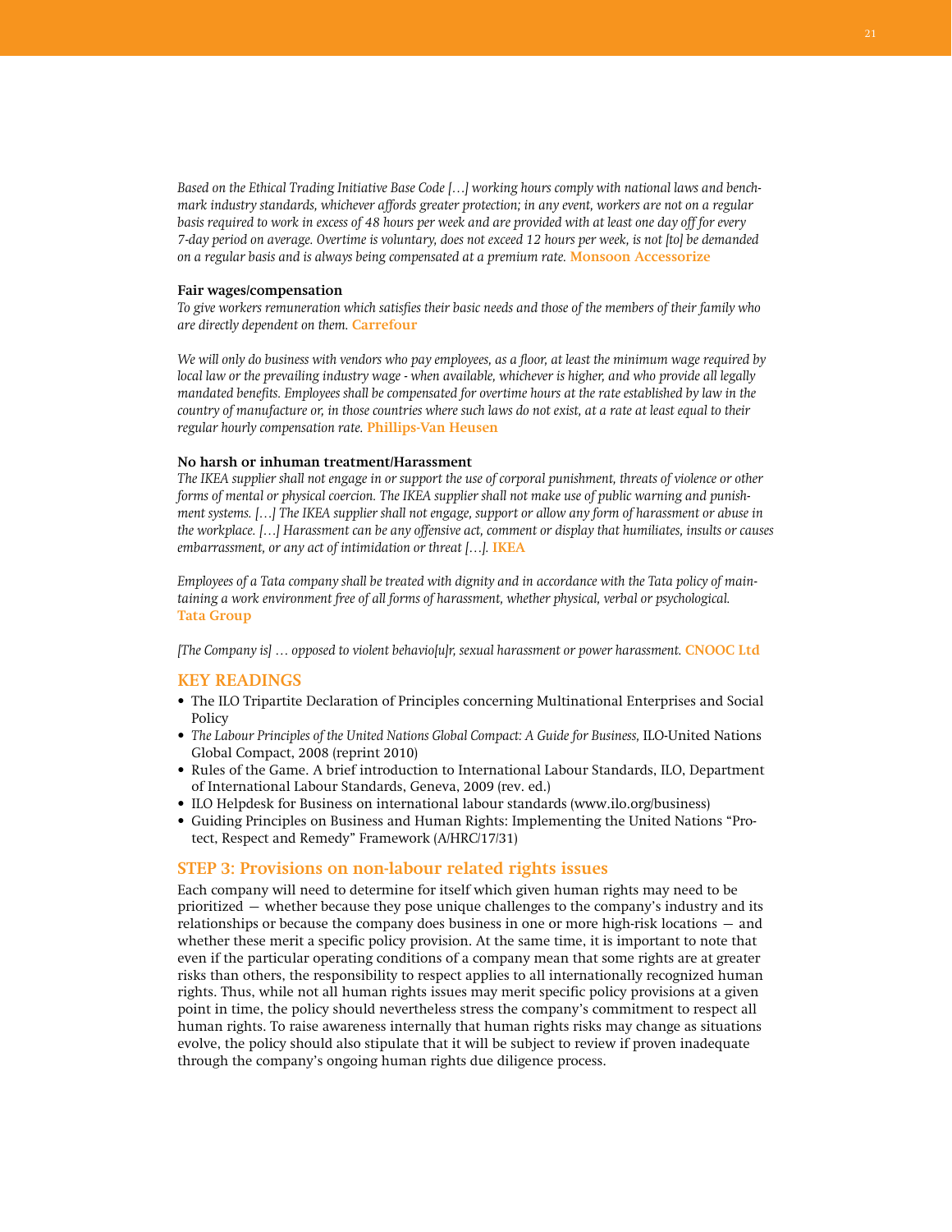*Based on the Ethical Trading Initiative Base Code […] working hours comply with national laws and benchmark industry standards, whichever affords greater protection; in any event, workers are not on a regular basis required to work in excess of 48 hours per week and are provided with at least one day off for every 7-day period on average. Overtime is voluntary, does not exceed 12 hours per week, is not [to] be demanded on a regular basis and is always being compensated at a premium rate.* **Monsoon Accessorize**

**Fair wages/compensation**

*To give workers remuneration which satisfies their basic needs and those of the members of their family who are directly dependent on them.* **Carrefour**

*We will only do business with vendors who pay employees, as a floor, at least the minimum wage required by local law or the prevailing industry wage - when available, whichever is higher, and who provide all legally mandated benefits. Employees shall be compensated for overtime hours at the rate established by law in the country of manufacture or, in those countries where such laws do not exist, at a rate at least equal to their regular hourly compensation rate.* **Phillips-Van Heusen**

**No harsh or inhuman treatment/Harassment**

*The IKEA supplier shall not engage in or support the use of corporal punishment, threats of violence or other forms of mental or physical coercion. The IKEA supplier shall not make use of public warning and punishment systems. […] The IKEA supplier shall not engage, support or allow any form of harassment or abuse in the workplace. […] Harassment can be any offensive act, comment or display that humiliates, insults or causes embarrassment, or any act of intimidation or threat […].* **IKEA**

*Employees of a Tata company shall be treated with dignity and in accordance with the Tata policy of maintaining a work environment free of all forms of harassment, whether physical, verbal or psychological.* **Tata Group**

*[The Company is] … opposed to violent behavio[u]r, sexual harassment or power harassment.* **CNOOC Ltd**

## KEY READINGS

- The ILO Tripartite Declaration of Principles concerning Multinational Enterprises and Social Policy
- *The Labour Principles of the United Nations Global Compact: A Guide for Business,* ILO-United Nations Global Compact, 2008 (reprint 2010)
- Rules of the Game. A brief introduction to International Labour Standards, ILO, Department of International Labour Standards, Geneva, 2009 (rev. ed.)
- ILO Helpdesk for Business on international labour standards (www.ilo.org/business)
- Guiding Principles on Business and Human Rights: Implementing the United Nations "Protect, Respect and Remedy" Framework (A/HRC/17/31)

## STEP 3: Provisions on non-labour related rights issues

Each company will need to determine for itself which given human rights may need to be prioritized — whether because they pose unique challenges to the company's industry and its relationships or because the company does business in one or more high-risk locations — and whether these merit a specific policy provision. At the same time, it is important to note that even if the particular operating conditions of a company mean that some rights are at greater risks than others, the responsibility to respect applies to all internationally recognized human rights. Thus, while not all human rights issues may merit specific policy provisions at a given point in time, the policy should nevertheless stress the company's commitment to respect all human rights. To raise awareness internally that human rights risks may change as situations evolve, the policy should also stipulate that it will be subject to review if proven inadequate through the company's ongoing human rights due diligence process.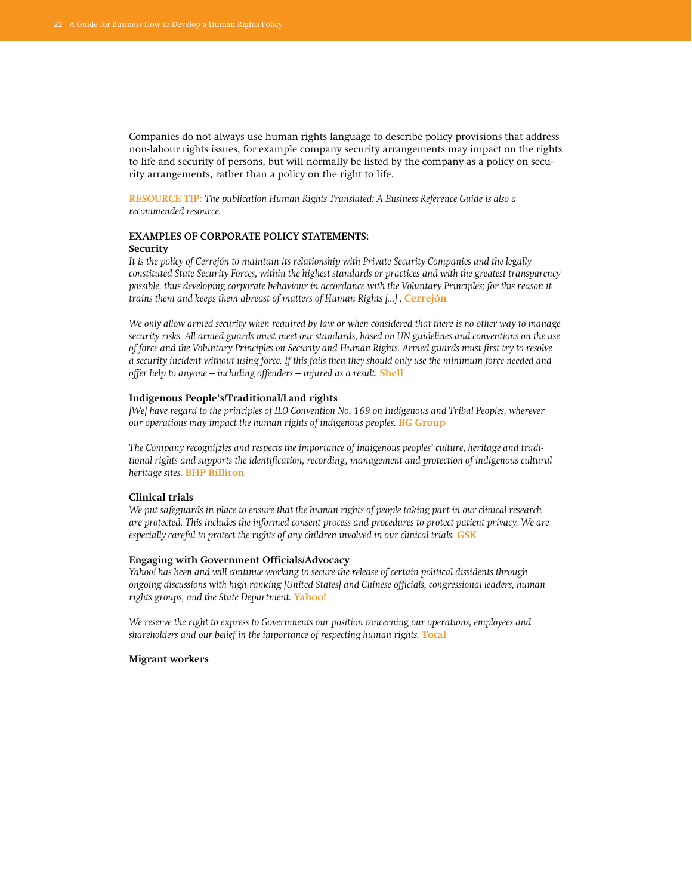Companies do not always use human rights language to describe policy provisions that address non-labour rights issues, for example company security arrangements may impact on the rights to life and security of persons, but will normally be listed by the company as a policy on security arrangements, rather than a policy on the right to life.

**RESOURCE TIP:** *The publication Human Rights Translated: A Business Reference Guide is also a recommended resource.*

**EXAMPLES OF CORPORATE POLICY STATEMENTS:**

**Security**

*It is the policy of Cerrejón to maintain its relationship with Private Security Companies and the legally constituted State Security Forces, within the highest standards or practices and with the greatest transparency possible, thus developing corporate behaviour in accordance with the Voluntary Principles; for this reason it trains them and keeps them abreast of matters of Human Rights [...] .* **Cerrejón**

*We only allow armed security when required by law or when considered that there is no other way to manage security risks. All armed guards must meet our standards, based on UN guidelines and conventions on the use of force and the Voluntary Principles on Security and Human Rights. Armed guards must first try to resolve a security incident without using force. If this fails then they should only use the minimum force needed and offer help to anyone – including offenders – injured as a result.* **Shell**

**Indigenous People's/Traditional/Land rights**

*[We] have regard to the principles of ILO Convention No. 169 on Indigenous and Tribal Peoples, wherever our operations may impact the human rights of indigenous peoples.* **BG Group**

*The Company recogni[z]es and respects the importance of indigenous peoples' culture, heritage and traditional rights and supports the identification, recording, management and protection of indigenous cultural heritage sites.* **BHP Billiton**

**Clinical trials**

*We put safeguards in place to ensure that the human rights of people taking part in our clinical research are protected. This includes the informed consent process and procedures to protect patient privacy. We are especially careful to protect the rights of any children involved in our clinical trials.* **GSK**

**Engaging with Government Officials/Advocacy**

*Yahoo! has been and will continue working to secure the release of certain political dissidents through ongoing discussions with high-ranking [United States] and Chinese officials, congressional leaders, human rights groups, and the State Department.* **Yahoo!**

*We reserve the right to express to Governments our position concerning our operations, employees and shareholders and our belief in the importance of respecting human rights.* **Total**

**Migrant workers**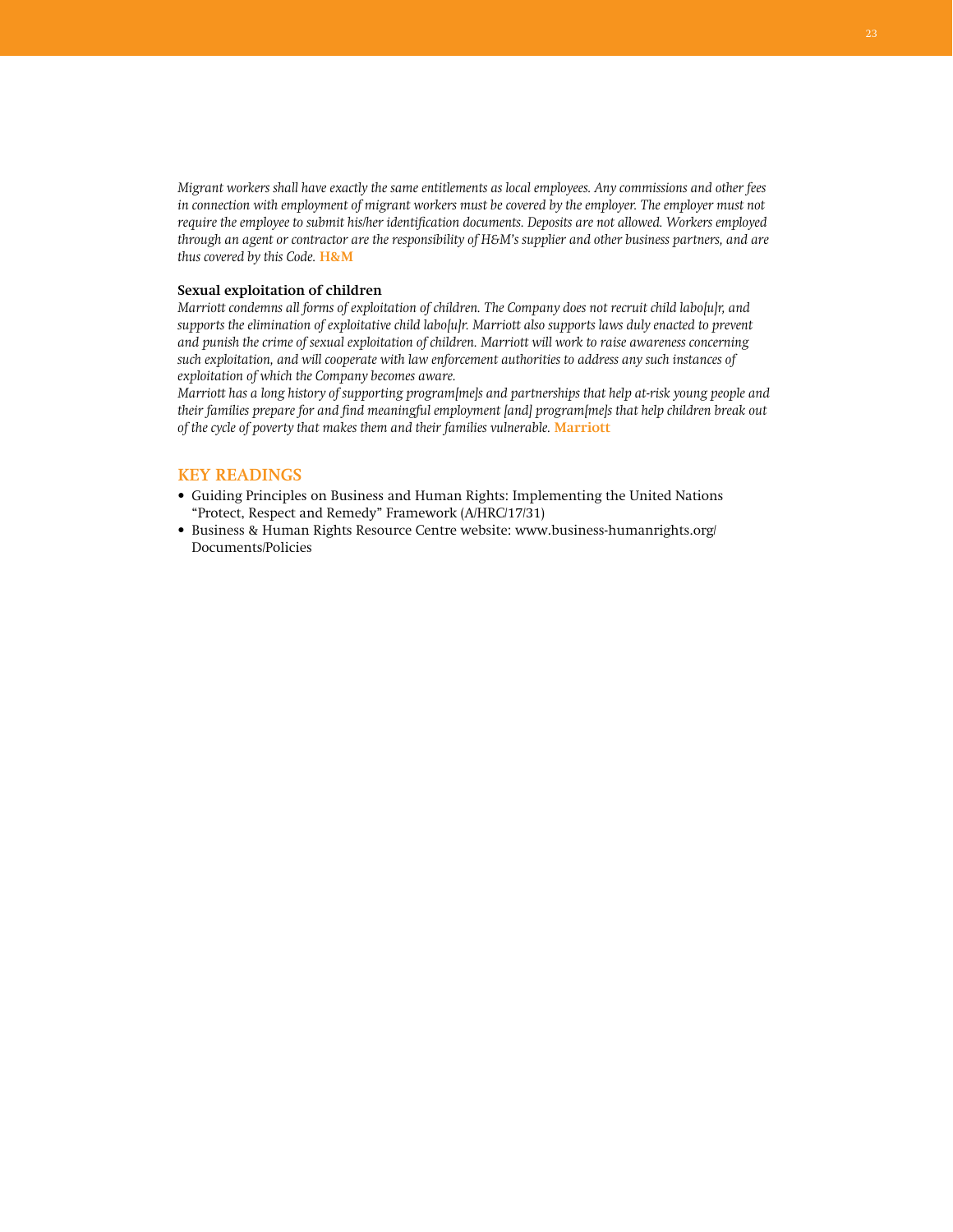*Migrant workers shall have exactly the same entitlements as local employees. Any commissions and other fees in connection with employment of migrant workers must be covered by the employer. The employer must not require the employee to submit his/her identification documents. Deposits are not allowed. Workers employed through an agent or contractor are the responsibility of H&M's supplier and other business partners, and are thus covered by this Code.* **H&M**

**Sexual exploitation of children**

*Marriott condemns all forms of exploitation of children. The Company does not recruit child labo[u]r, and supports the elimination of exploitative child labo[u]r. Marriott also supports laws duly enacted to prevent and punish the crime of sexual exploitation of children. Marriott will work to raise awareness concerning such exploitation, and will cooperate with law enforcement authorities to address any such instances of exploitation of which the Company becomes aware.*

*Marriott has a long history of supporting program[me]s and partnerships that help at-risk young people and their families prepare for and find meaningful employment [and] program[me]s that help children break out of the cycle of poverty that makes them and their families vulnerable.* **Marriott**

## KEY READINGS

- Guiding Principles on Business and Human Rights: Implementing the United Nations "Protect, Respect and Remedy" Framework (A/HRC/17/31)
- Business & Human Rights Resource Centre website: www.business-humanrights.org/Documents/Policies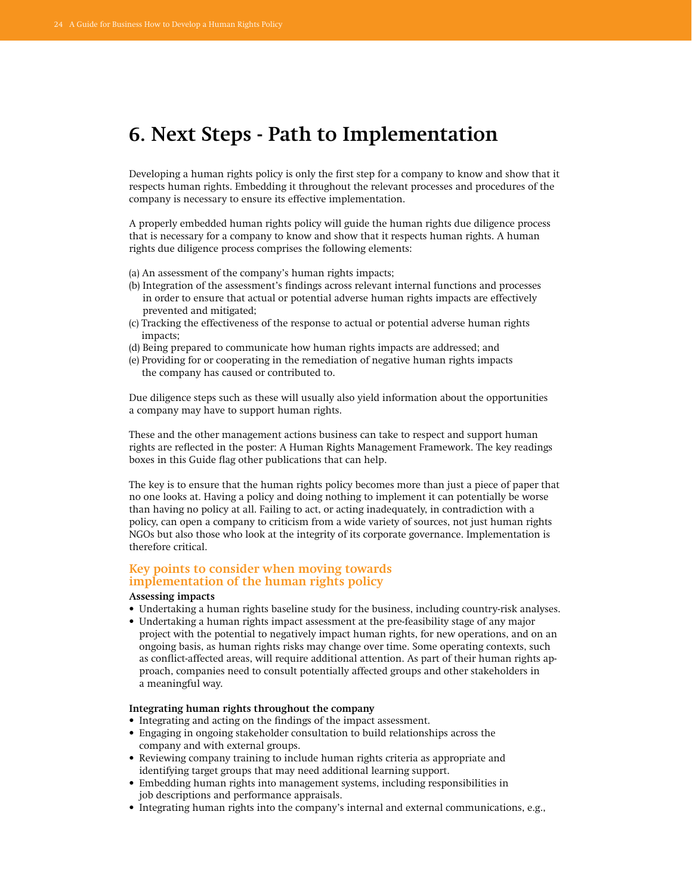# 6. Next Steps - Path to Implementation

Developing a human rights policy is only the first step for a company to know and show that it respects human rights. Embedding it throughout the relevant processes and procedures of the company is necessary to ensure its effective implementation.

A properly embedded human rights policy will guide the human rights due diligence process that is necessary for a company to know and show that it respects human rights. A human rights due diligence process comprises the following elements:

(a) An assessment of the company's human rights impacts;
(b) Integration of the assessment's findings across relevant internal functions and processes in order to ensure that actual or potential adverse human rights impacts are effectively prevented and mitigated;
(c) Tracking the effectiveness of the response to actual or potential adverse human rights impacts;
(d) Being prepared to communicate how human rights impacts are addressed; and
(e) Providing for or cooperating in the remediation of negative human rights impacts the company has caused or contributed to.

Due diligence steps such as these will usually also yield information about the opportunities a company may have to support human rights.

These and the other management actions business can take to respect and support human rights are reflected in the poster: A Human Rights Management Framework. The key readings boxes in this Guide flag other publications that can help.

The key is to ensure that the human rights policy becomes more than just a piece of paper that no one looks at. Having a policy and doing nothing to implement it can potentially be worse than having no policy at all. Failing to act, or acting inadequately, in contradiction with a policy, can open a company to criticism from a wide variety of sources, not just human rights NGOs but also those who look at the integrity of its corporate governance. Implementation is therefore critical.

## Key points to consider when moving towards implementation of the human rights policy

**Assessing impacts**

- Undertaking a human rights baseline study for the business, including country-risk analyses.
- Undertaking a human rights impact assessment at the pre-feasibility stage of any major project with the potential to negatively impact human rights, for new operations, and on an ongoing basis, as human rights risks may change over time. Some operating contexts, such as conflict-affected areas, will require additional attention. As part of their human rights approach, companies need to consult potentially affected groups and other stakeholders in a meaningful way.

**Integrating human rights throughout the company**

- Integrating and acting on the findings of the impact assessment.
- Engaging in ongoing stakeholder consultation to build relationships across the company and with external groups.
- Reviewing company training to include human rights criteria as appropriate and identifying target groups that may need additional learning support.
- Embedding human rights into management systems, including responsibilities in job descriptions and performance appraisals.
- Integrating human rights into the company's internal and external communications, e.g.,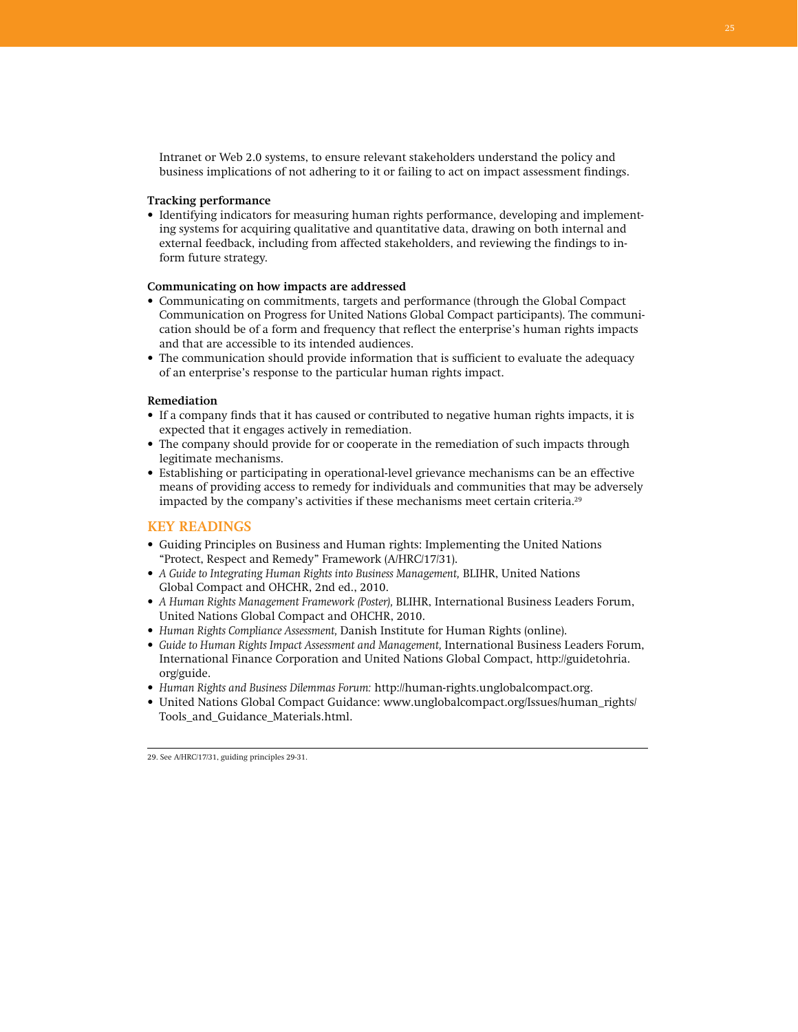Intranet or Web 2.0 systems, to ensure relevant stakeholders understand the policy and business implications of not adhering to it or failing to act on impact assessment findings.

**Tracking performance**

- Identifying indicators for measuring human rights performance, developing and implementing systems for acquiring qualitative and quantitative data, drawing on both internal and external feedback, including from affected stakeholders, and reviewing the findings to inform future strategy.

**Communicating on how impacts are addressed**

- Communicating on commitments, targets and performance (through the Global Compact Communication on Progress for United Nations Global Compact participants). The communication should be of a form and frequency that reflect the enterprise's human rights impacts and that are accessible to its intended audiences.
- The communication should provide information that is sufficient to evaluate the adequacy of an enterprise's response to the particular human rights impact.

**Remediation**

- If a company finds that it has caused or contributed to negative human rights impacts, it is expected that it engages actively in remediation.
- The company should provide for or cooperate in the remediation of such impacts through legitimate mechanisms.
- Establishing or participating in operational-level grievance mechanisms can be an effective means of providing access to remedy for individuals and communities that may be adversely impacted by the company's activities if these mechanisms meet certain criteria.[29]

## KEY READINGS

- Guiding Principles on Business and Human rights: Implementing the United Nations "Protect, Respect and Remedy" Framework (A/HRC/17/31).
- *A Guide to Integrating Human Rights into Business Management,* BLIHR, United Nations Global Compact and OHCHR, 2nd ed., 2010.
- *A Human Rights Management Framework (Poster),* BLIHR, International Business Leaders Forum, United Nations Global Compact and OHCHR, 2010.
- *Human Rights Compliance Assessment,* Danish Institute for Human Rights (online).
- *Guide to Human Rights Impact Assessment and Management,* International Business Leaders Forum, International Finance Corporation and United Nations Global Compact, http://guidetohria.org/guide.
- *Human Rights and Business Dilemmas Forum:* http://human-rights.unglobalcompact.org.
- United Nations Global Compact Guidance: www.unglobalcompact.org/Issues/human_rights/Tools_and_Guidance_Materials.html.

---

29. See A/HRC/17/31, guiding principles 29-31.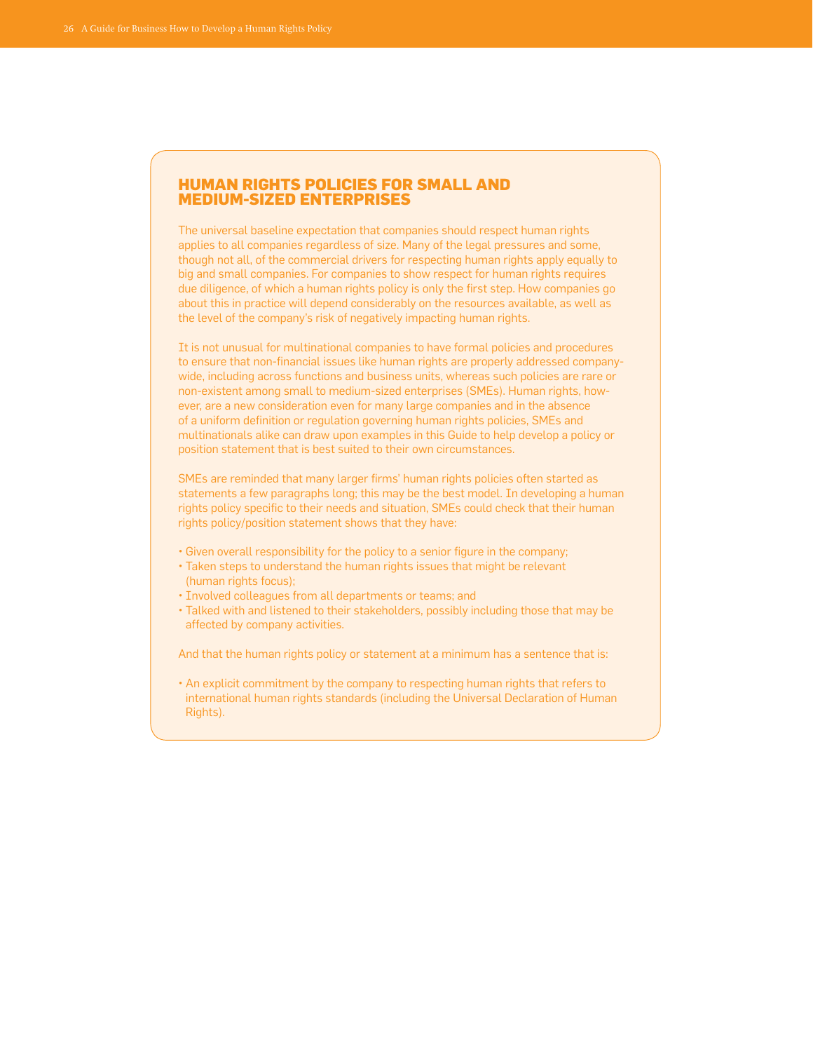## HUMAN RIGHTS POLICIES FOR SMALL AND MEDIUM-SIZED ENTERPRISES

The universal baseline expectation that companies should respect human rights applies to all companies regardless of size. Many of the legal pressures and some, though not all, of the commercial drivers for respecting human rights apply equally to big and small companies. For companies to show respect for human rights requires due diligence, of which a human rights policy is only the first step. How companies go about this in practice will depend considerably on the resources available, as well as the level of the company's risk of negatively impacting human rights.

It is not unusual for multinational companies to have formal policies and procedures to ensure that non-financial issues like human rights are properly addressed company-wide, including across functions and business units, whereas such policies are rare or non-existent among small to medium-sized enterprises (SMEs). Human rights, however, are a new consideration even for many large companies and in the absence of a uniform definition or regulation governing human rights policies, SMEs and multinationals alike can draw upon examples in this Guide to help develop a policy or position statement that is best suited to their own circumstances.

SMEs are reminded that many larger firms' human rights policies often started as statements a few paragraphs long; this may be the best model. In developing a human rights policy specific to their needs and situation, SMEs could check that their human rights policy/position statement shows that they have:

- Given overall responsibility for the policy to a senior figure in the company;
- Taken steps to understand the human rights issues that might be relevant (human rights focus);
- Involved colleagues from all departments or teams; and
- Talked with and listened to their stakeholders, possibly including those that may be affected by company activities.

And that the human rights policy or statement at a minimum has a sentence that is:

- An explicit commitment by the company to respecting human rights that refers to international human rights standards (including the Universal Declaration of Human Rights).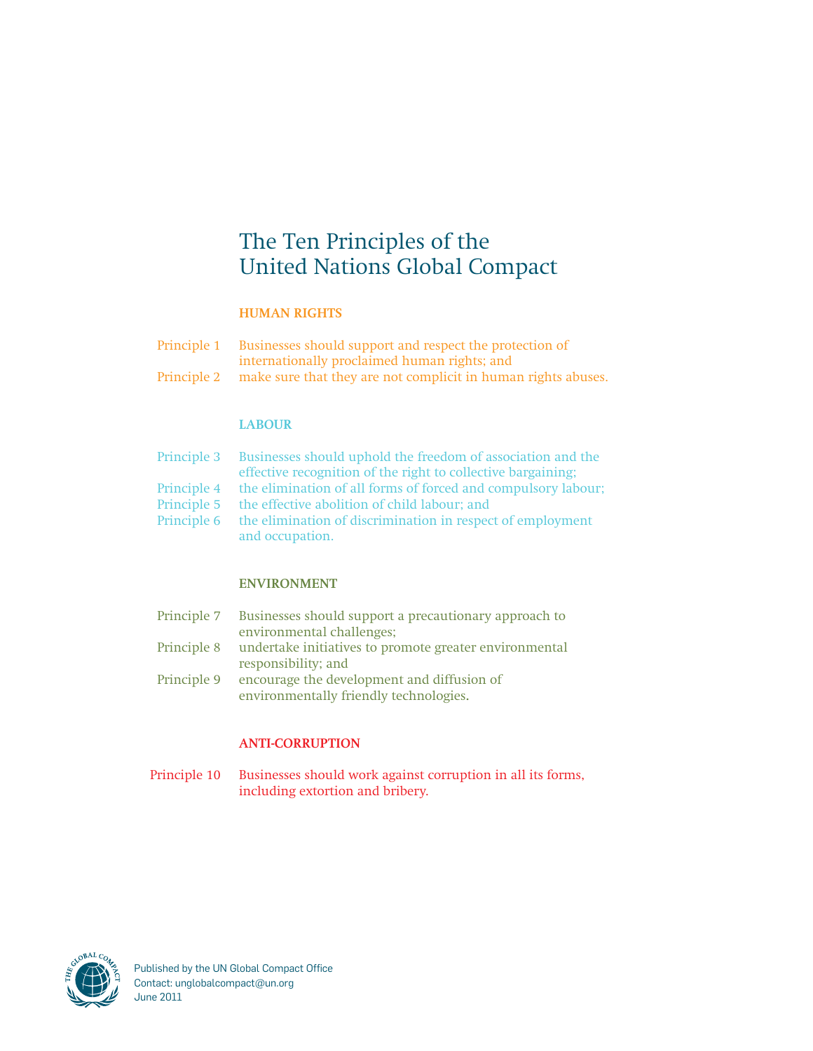# The Ten Principles of the United Nations Global Compact

## HUMAN RIGHTS

Principle 1 Businesses should support and respect the protection of internationally proclaimed human rights; and

Principle 2 make sure that they are not complicit in human rights abuses.

## LABOUR

Principle 3 Businesses should uphold the freedom of association and the effective recognition of the right to collective bargaining;

Principle 4 the elimination of all forms of forced and compulsory labour;

Principle 5 the effective abolition of child labour; and

Principle 6 the elimination of discrimination in respect of employment and occupation.

## ENVIRONMENT

Principle 7 Businesses should support a precautionary approach to environmental challenges;

Principle 8 undertake initiatives to promote greater environmental responsibility; and

Principle 9 encourage the development and diffusion of environmentally friendly technologies.

## ANTI-CORRUPTION

Principle 10 Businesses should work against corruption in all its forms, including extortion and bribery.

Published by the UN Global Compact Office
Contact: unglobalcompact@un.org
June 2011